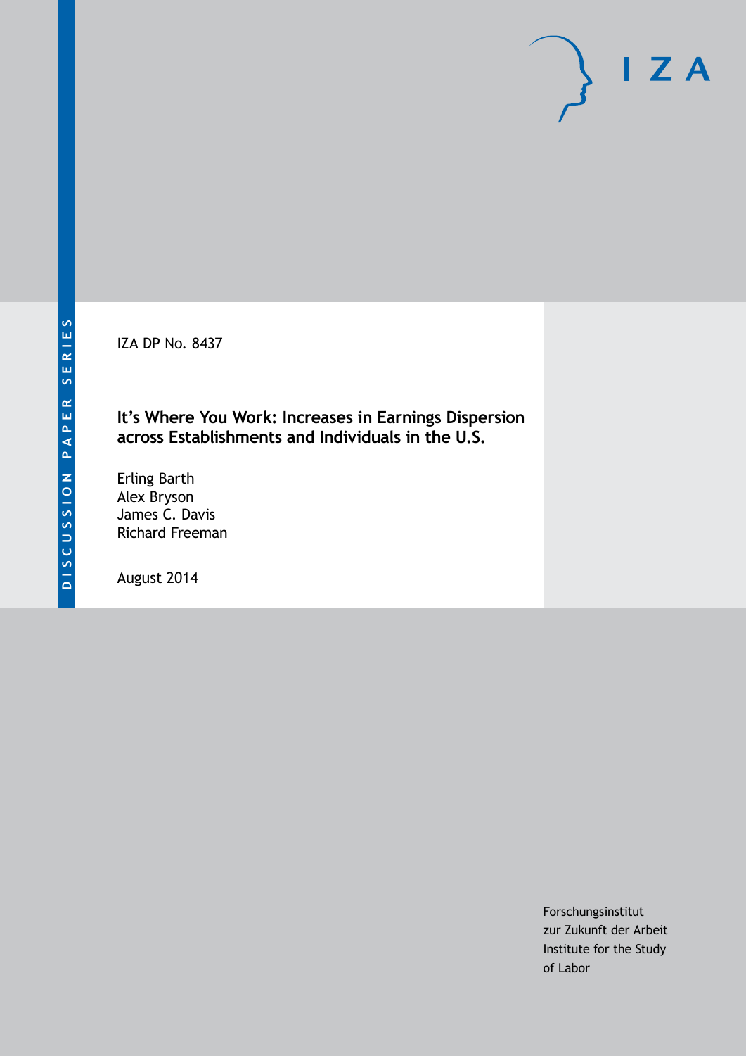DISCUSSION PAPER SERIES

IZA

IZA DP No. 8437

# It's Where You Work: Increases in Earnings Dispersion across Establishments and Individuals in the U.S.

Erling Barth
Alex Bryson
James C. Davis
Richard Freeman

August 2014

Forschungsinstitut
zur Zukunft der Arbeit
Institute for the Study
of Labor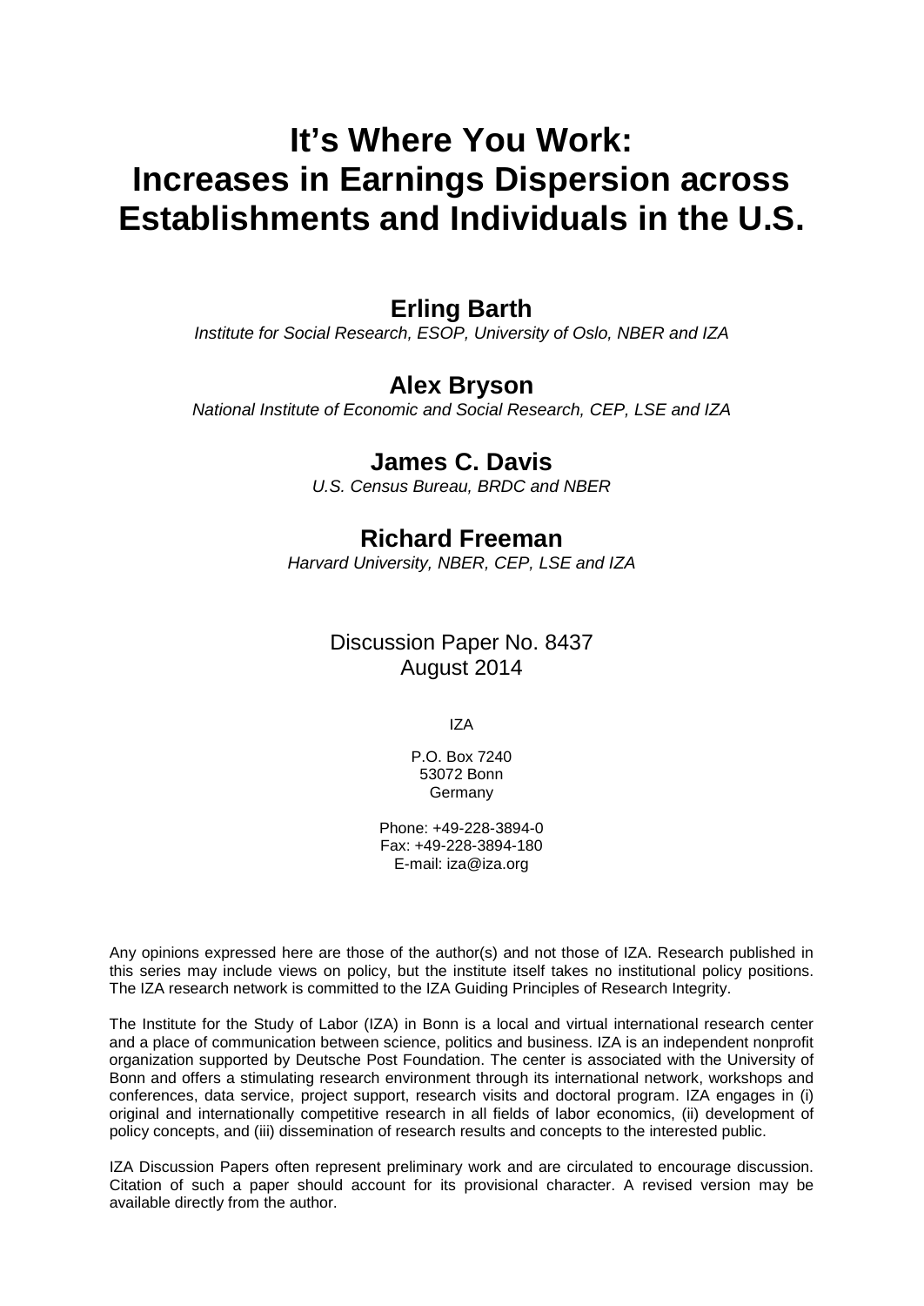# It's Where You Work: Increases in Earnings Dispersion across Establishments and Individuals in the U.S.

## Erling Barth

*Institute for Social Research, ESOP, University of Oslo, NBER and IZA*

## Alex Bryson

*National Institute of Economic and Social Research, CEP, LSE and IZA*

## James C. Davis

*U.S. Census Bureau, BRDC and NBER*

## Richard Freeman

*Harvard University, NBER, CEP, LSE and IZA*

Discussion Paper No. 8437
August 2014

IZA

P.O. Box 7240
53072 Bonn
Germany

Phone: +49-228-3894-0
Fax: +49-228-3894-180
E-mail: iza@iza.org

Any opinions expressed here are those of the author(s) and not those of IZA. Research published in this series may include views on policy, but the institute itself takes no institutional policy positions. The IZA research network is committed to the IZA Guiding Principles of Research Integrity.

The Institute for the Study of Labor (IZA) in Bonn is a local and virtual international research center and a place of communication between science, politics and business. IZA is an independent nonprofit organization supported by Deutsche Post Foundation. The center is associated with the University of Bonn and offers a stimulating research environment through its international network, workshops and conferences, data service, project support, research visits and doctoral program. IZA engages in (i) original and internationally competitive research in all fields of labor economics, (ii) development of policy concepts, and (iii) dissemination of research results and concepts to the interested public.

IZA Discussion Papers often represent preliminary work and are circulated to encourage discussion. Citation of such a paper should account for its provisional character. A revised version may be available directly from the author.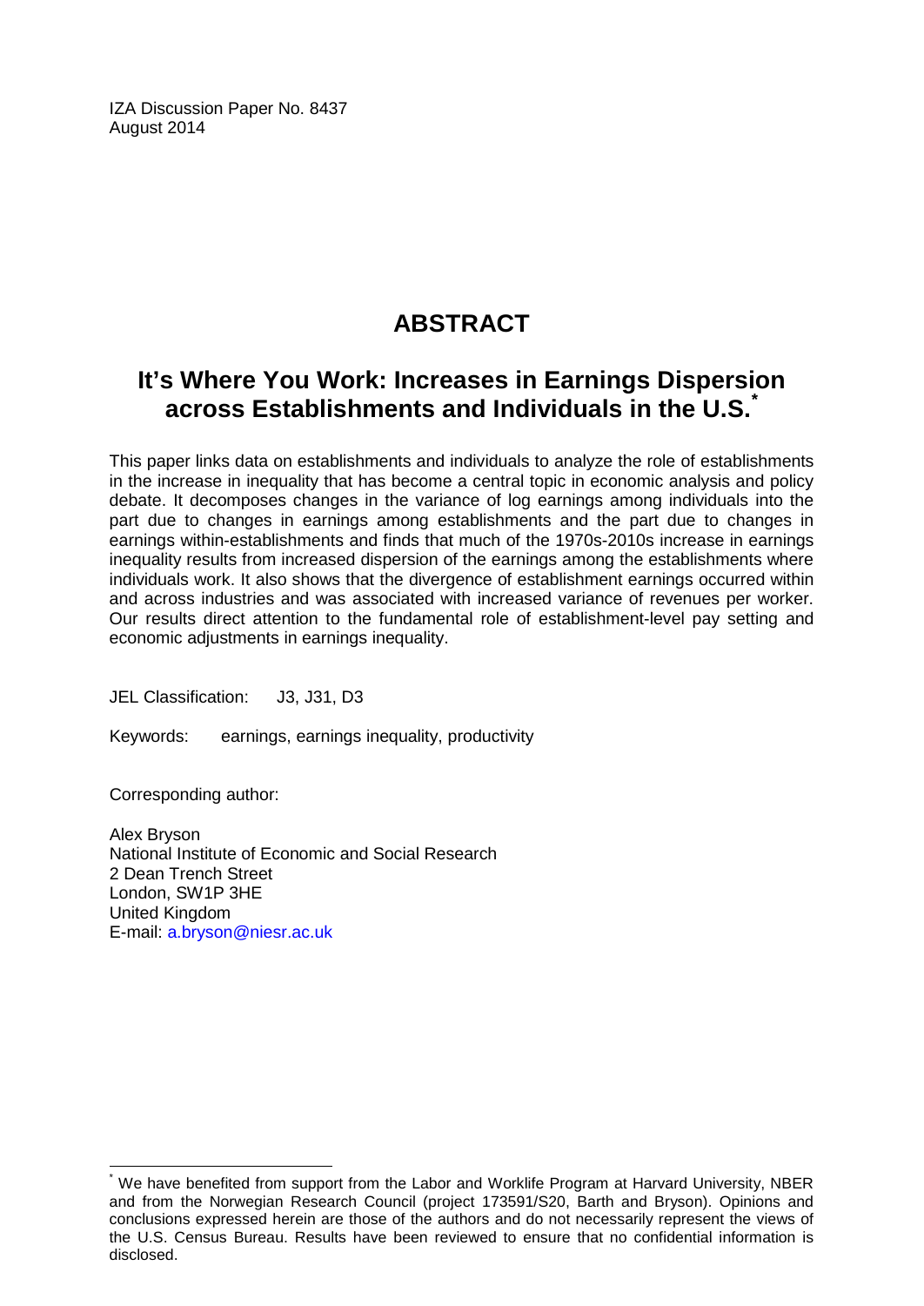IZA Discussion Paper No. 8437
August 2014

# ABSTRACT

## It's Where You Work: Increases in Earnings Dispersion across Establishments and Individuals in the U.S.*

This paper links data on establishments and individuals to analyze the role of establishments in the increase in inequality that has become a central topic in economic analysis and policy debate. It decomposes changes in the variance of log earnings among individuals into the part due to changes in earnings among establishments and the part due to changes in earnings within-establishments and finds that much of the 1970s-2010s increase in earnings inequality results from increased dispersion of the earnings among the establishments where individuals work. It also shows that the divergence of establishment earnings occurred within and across industries and was associated with increased variance of revenues per worker. Our results direct attention to the fundamental role of establishment-level pay setting and economic adjustments in earnings inequality.

JEL Classification: J3, J31, D3

Keywords: earnings, earnings inequality, productivity

Corresponding author:

Alex Bryson
National Institute of Economic and Social Research
2 Dean Trench Street
London, SW1P 3HE
United Kingdom
E-mail: a.bryson@niesr.ac.uk

---

* We have benefited from support from the Labor and Worklife Program at Harvard University, NBER and from the Norwegian Research Council (project 173591/S20, Barth and Bryson). Opinions and conclusions expressed herein are those of the authors and do not necessarily represent the views of the U.S. Census Bureau. Results have been reviewed to ensure that no confidential information is disclosed.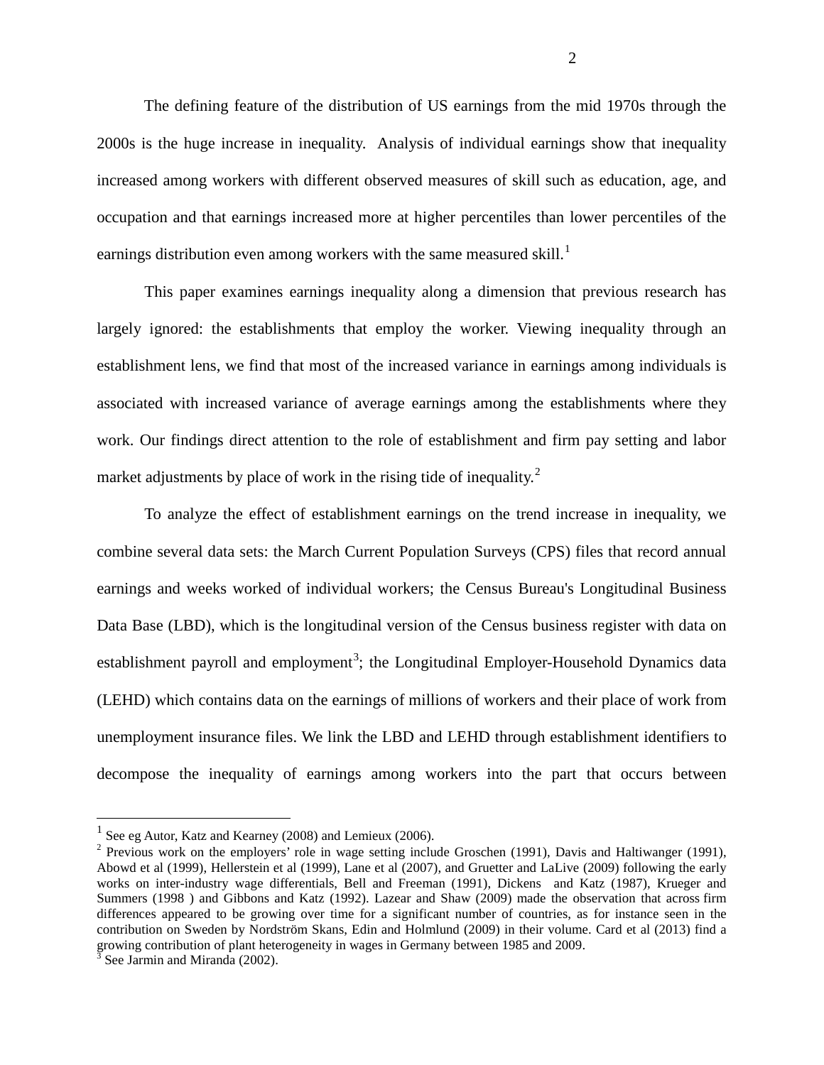The defining feature of the distribution of US earnings from the mid 1970s through the 2000s is the huge increase in inequality. Analysis of individual earnings show that inequality increased among workers with different observed measures of skill such as education, age, and occupation and that earnings increased more at higher percentiles than lower percentiles of the earnings distribution even among workers with the same measured skill.[1]

This paper examines earnings inequality along a dimension that previous research has largely ignored: the establishments that employ the worker. Viewing inequality through an establishment lens, we find that most of the increased variance in earnings among individuals is associated with increased variance of average earnings among the establishments where they work. Our findings direct attention to the role of establishment and firm pay setting and labor market adjustments by place of work in the rising tide of inequality.[2]

To analyze the effect of establishment earnings on the trend increase in inequality, we combine several data sets: the March Current Population Surveys (CPS) files that record annual earnings and weeks worked of individual workers; the Census Bureau's Longitudinal Business Data Base (LBD), which is the longitudinal version of the Census business register with data on establishment payroll and employment[3]; the Longitudinal Employer-Household Dynamics data (LEHD) which contains data on the earnings of millions of workers and their place of work from unemployment insurance files. We link the LBD and LEHD through establishment identifiers to decompose the inequality of earnings among workers into the part that occurs between

---

[1] See eg Autor, Katz and Kearney (2008) and Lemieux (2006).

[2] Previous work on the employers' role in wage setting include Groschen (1991), Davis and Haltiwanger (1991), Abowd et al (1999), Hellerstein et al (1999), Lane et al (2007), and Gruetter and LaLive (2009) following the early works on inter-industry wage differentials, Bell and Freeman (1991), Dickens and Katz (1987), Krueger and Summers (1998 ) and Gibbons and Katz (1992). Lazear and Shaw (2009) made the observation that across firm differences appeared to be growing over time for a significant number of countries, as for instance seen in the contribution on Sweden by Nordström Skans, Edin and Holmlund (2009) in their volume. Card et al (2013) find a growing contribution of plant heterogeneity in wages in Germany between 1985 and 2009.

[3] See Jarmin and Miranda (2002).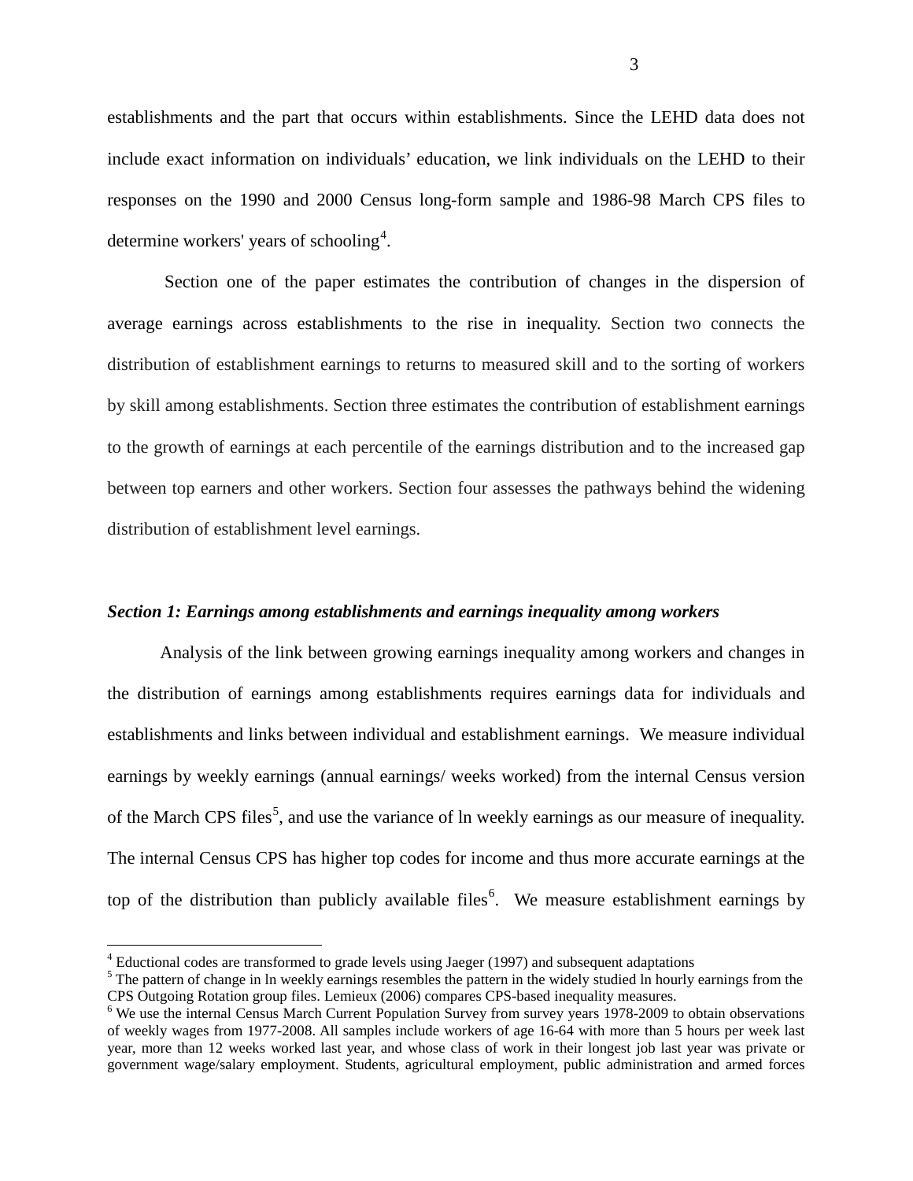establishments and the part that occurs within establishments. Since the LEHD data does not include exact information on individuals' education, we link individuals on the LEHD to their responses on the 1990 and 2000 Census long-form sample and 1986-98 March CPS files to determine workers' years of schooling[4].

Section one of the paper estimates the contribution of changes in the dispersion of average earnings across establishments to the rise in inequality. Section two connects the distribution of establishment earnings to returns to measured skill and to the sorting of workers by skill among establishments. Section three estimates the contribution of establishment earnings to the growth of earnings at each percentile of the earnings distribution and to the increased gap between top earners and other workers. Section four assesses the pathways behind the widening distribution of establishment level earnings.

### *Section 1: Earnings among establishments and earnings inequality among workers*

Analysis of the link between growing earnings inequality among workers and changes in the distribution of earnings among establishments requires earnings data for individuals and establishments and links between individual and establishment earnings. We measure individual earnings by weekly earnings (annual earnings/ weeks worked) from the internal Census version of the March CPS files[5], and use the variance of ln weekly earnings as our measure of inequality. The internal Census CPS has higher top codes for income and thus more accurate earnings at the top of the distribution than publicly available files[6]. We measure establishment earnings by

---

[4] Eductional codes are transformed to grade levels using Jaeger (1997) and subsequent adaptations

[5] The pattern of change in ln weekly earnings resembles the pattern in the widely studied ln hourly earnings from the CPS Outgoing Rotation group files. Lemieux (2006) compares CPS-based inequality measures.

[6] We use the internal Census March Current Population Survey from survey years 1978-2009 to obtain observations of weekly wages from 1977-2008. All samples include workers of age 16-64 with more than 5 hours per week last year, more than 12 weeks worked last year, and whose class of work in their longest job last year was private or government wage/salary employment. Students, agricultural employment, public administration and armed forces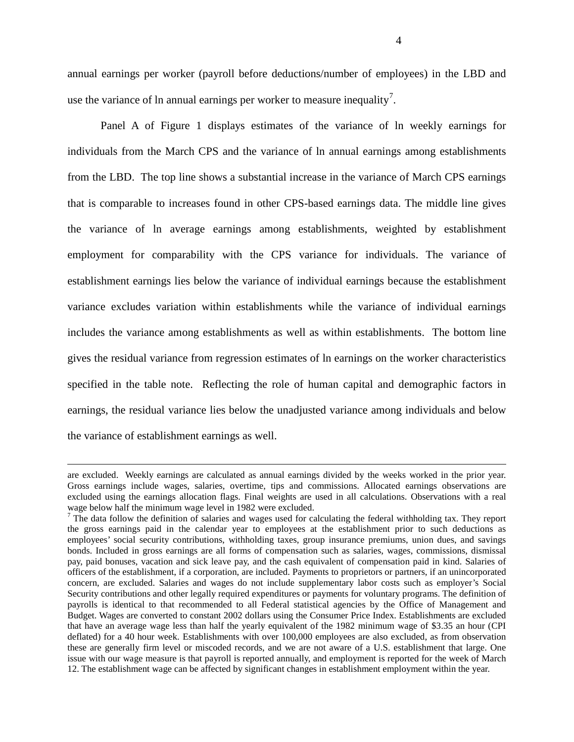annual earnings per worker (payroll before deductions/number of employees) in the LBD and use the variance of ln annual earnings per worker to measure inequality[7].

Panel A of Figure 1 displays estimates of the variance of ln weekly earnings for individuals from the March CPS and the variance of ln annual earnings among establishments from the LBD. The top line shows a substantial increase in the variance of March CPS earnings that is comparable to increases found in other CPS-based earnings data. The middle line gives the variance of ln average earnings among establishments, weighted by establishment employment for comparability with the CPS variance for individuals. The variance of establishment earnings lies below the variance of individual earnings because the establishment variance excludes variation within establishments while the variance of individual earnings includes the variance among establishments as well as within establishments. The bottom line gives the residual variance from regression estimates of ln earnings on the worker characteristics specified in the table note. Reflecting the role of human capital and demographic factors in earnings, the residual variance lies below the unadjusted variance among individuals and below the variance of establishment earnings as well.

---

are excluded. Weekly earnings are calculated as annual earnings divided by the weeks worked in the prior year. Gross earnings include wages, salaries, overtime, tips and commissions. Allocated earnings observations are excluded using the earnings allocation flags. Final weights are used in all calculations. Observations with a real wage below half the minimum wage level in 1982 were excluded.

[7] The data follow the definition of salaries and wages used for calculating the federal withholding tax. They report the gross earnings paid in the calendar year to employees at the establishment prior to such deductions as employees' social security contributions, withholding taxes, group insurance premiums, union dues, and savings bonds. Included in gross earnings are all forms of compensation such as salaries, wages, commissions, dismissal pay, paid bonuses, vacation and sick leave pay, and the cash equivalent of compensation paid in kind. Salaries of officers of the establishment, if a corporation, are included. Payments to proprietors or partners, if an unincorporated concern, are excluded. Salaries and wages do not include supplementary labor costs such as employer's Social Security contributions and other legally required expenditures or payments for voluntary programs. The definition of payrolls is identical to that recommended to all Federal statistical agencies by the Office of Management and Budget. Wages are converted to constant 2002 dollars using the Consumer Price Index. Establishments are excluded that have an average wage less than half the yearly equivalent of the 1982 minimum wage of $3.35 an hour (CPI deflated) for a 40 hour week. Establishments with over 100,000 employees are also excluded, as from observation these are generally firm level or miscoded records, and we are not aware of a U.S. establishment that large. One issue with our wage measure is that payroll is reported annually, and employment is reported for the week of March 12. The establishment wage can be affected by significant changes in establishment employment within the year.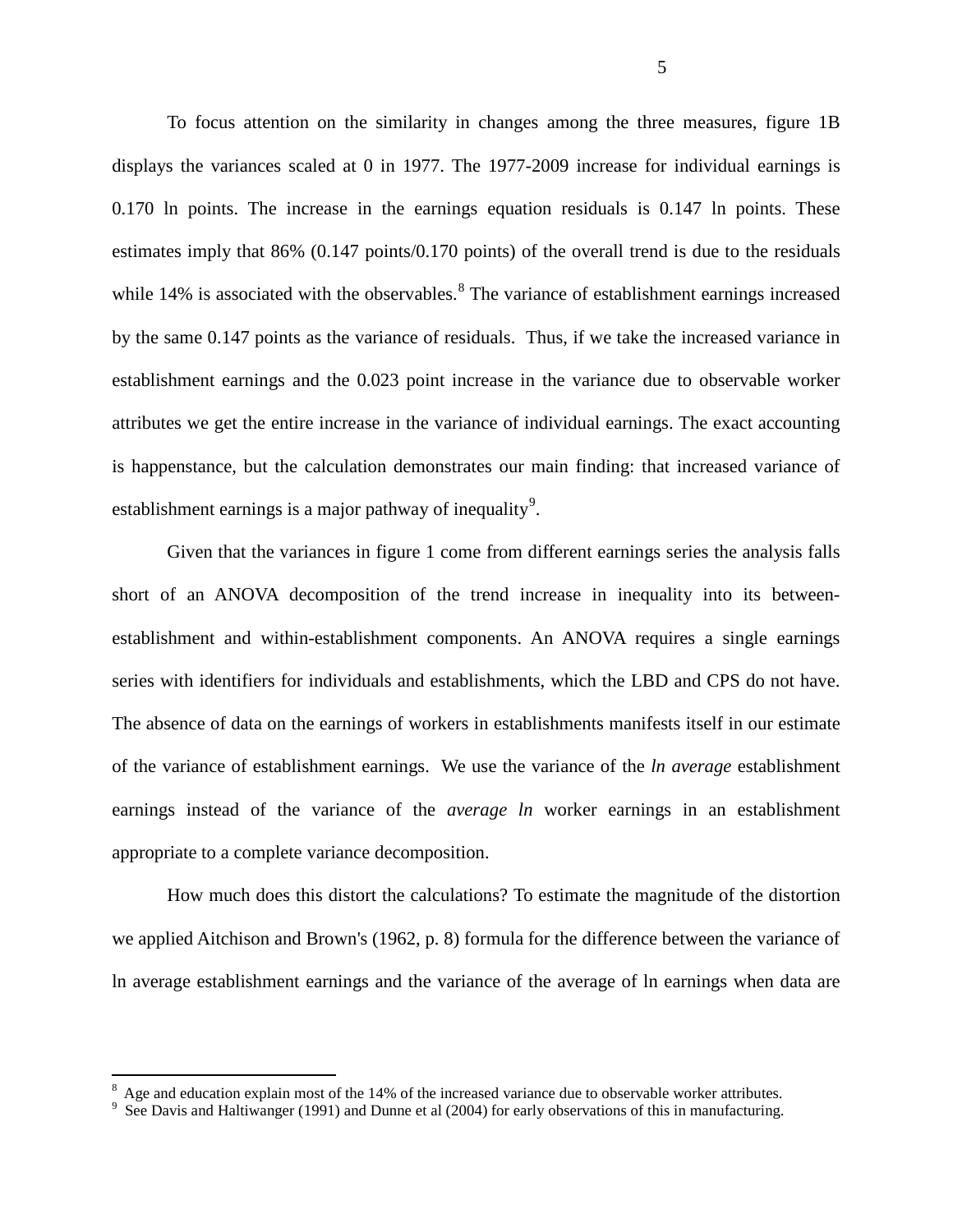To focus attention on the similarity in changes among the three measures, figure 1B displays the variances scaled at 0 in 1977. The 1977-2009 increase for individual earnings is 0.170 ln points. The increase in the earnings equation residuals is 0.147 ln points. These estimates imply that 86% (0.147 points/0.170 points) of the overall trend is due to the residuals while 14% is associated with the observables.[8] The variance of establishment earnings increased by the same 0.147 points as the variance of residuals. Thus, if we take the increased variance in establishment earnings and the 0.023 point increase in the variance due to observable worker attributes we get the entire increase in the variance of individual earnings. The exact accounting is happenstance, but the calculation demonstrates our main finding: that increased variance of establishment earnings is a major pathway of inequality[9].

Given that the variances in figure 1 come from different earnings series the analysis falls short of an ANOVA decomposition of the trend increase in inequality into its between-establishment and within-establishment components. An ANOVA requires a single earnings series with identifiers for individuals and establishments, which the LBD and CPS do not have. The absence of data on the earnings of workers in establishments manifests itself in our estimate of the variance of establishment earnings. We use the variance of the *ln average* establishment earnings instead of the variance of the *average ln* worker earnings in an establishment appropriate to a complete variance decomposition.

How much does this distort the calculations? To estimate the magnitude of the distortion we applied Aitchison and Brown's (1962, p. 8) formula for the difference between the variance of ln average establishment earnings and the variance of the average of ln earnings when data are

---

[8] Age and education explain most of the 14% of the increased variance due to observable worker attributes.

[9] See Davis and Haltiwanger (1991) and Dunne et al (2004) for early observations of this in manufacturing.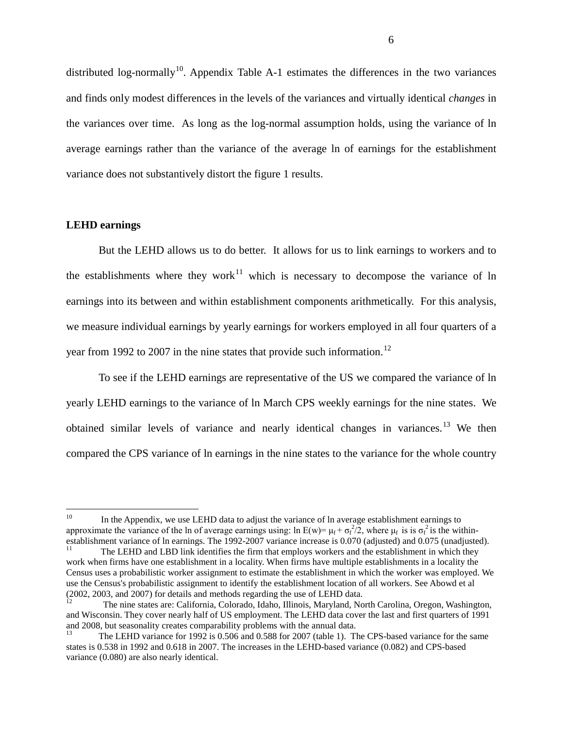distributed log-normally[10]. Appendix Table A-1 estimates the differences in the two variances and finds only modest differences in the levels of the variances and virtually identical *changes* in the variances over time. As long as the log-normal assumption holds, using the variance of ln average earnings rather than the variance of the average ln of earnings for the establishment variance does not substantively distort the figure 1 results.

**LEHD earnings**

But the LEHD allows us to do better. It allows for us to link earnings to workers and to the establishments where they work[11] which is necessary to decompose the variance of ln earnings into its between and within establishment components arithmetically. For this analysis, we measure individual earnings by yearly earnings for workers employed in all four quarters of a year from 1992 to 2007 in the nine states that provide such information.[12]

To see if the LEHD earnings are representative of the US we compared the variance of ln yearly LEHD earnings to the variance of ln March CPS weekly earnings for the nine states. We obtained similar levels of variance and nearly identical changes in variances.[13] We then compared the CPS variance of ln earnings in the nine states to the variance for the whole country

---

[10] In the Appendix, we use LEHD data to adjust the variance of ln average establishment earnings to approximate the variance of the ln of average earnings using: $\ln E(w) = \mu_f + \sigma_f^2/2$, where $\mu_f$ is is $\sigma_f^2$ is the within-establishment variance of ln earnings. The 1992-2007 variance increase is 0.070 (adjusted) and 0.075 (unadjusted).

[11] The LEHD and LBD link identifies the firm that employs workers and the establishment in which they work when firms have one establishment in a locality. When firms have multiple establishments in a locality the Census uses a probabilistic worker assignment to estimate the establishment in which the worker was employed. We use the Census's probabilistic assignment to identify the establishment location of all workers. See Abowd et al (2002, 2003, and 2007) for details and methods regarding the use of LEHD data.

[12] The nine states are: California, Colorado, Idaho, Illinois, Maryland, North Carolina, Oregon, Washington, and Wisconsin. They cover nearly half of US employment. The LEHD data cover the last and first quarters of 1991 and 2008, but seasonality creates comparability problems with the annual data.

[13] The LEHD variance for 1992 is 0.506 and 0.588 for 2007 (table 1). The CPS-based variance for the same states is 0.538 in 1992 and 0.618 in 2007. The increases in the LEHD-based variance (0.082) and CPS-based variance (0.080) are also nearly identical.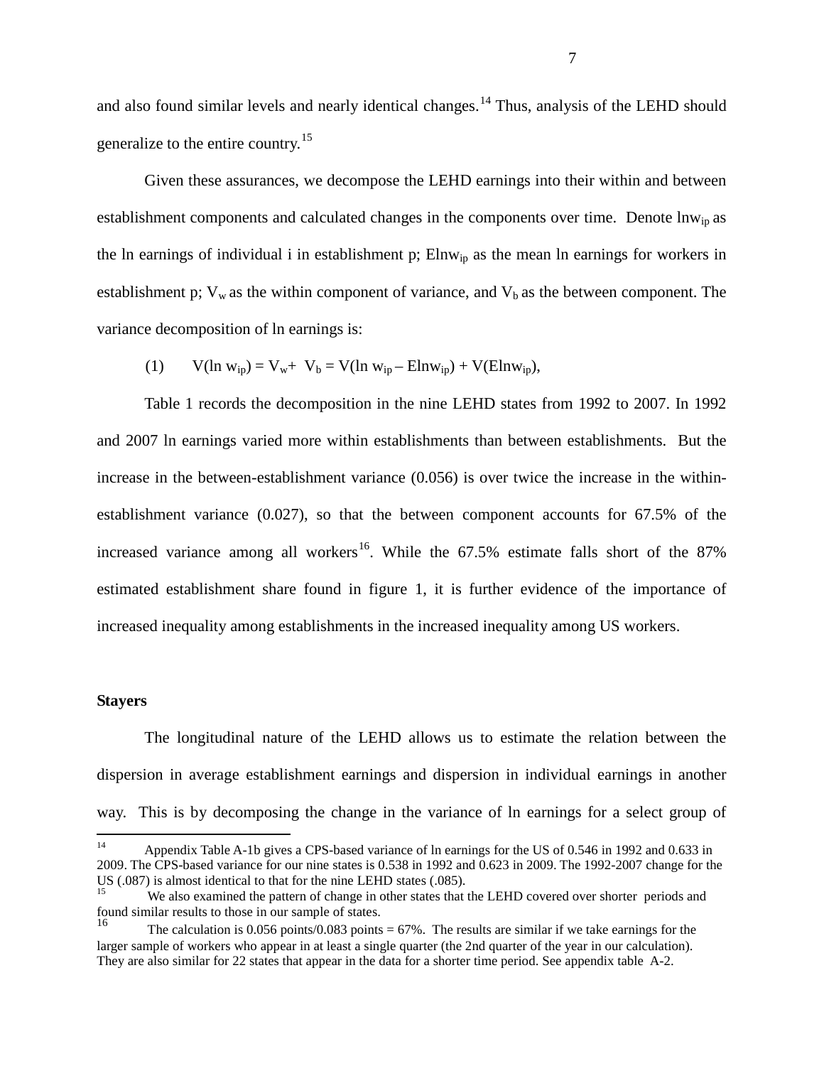and also found similar levels and nearly identical changes.[14] Thus, analysis of the LEHD should generalize to the entire country.[15]

Given these assurances, we decompose the LEHD earnings into their within and between establishment components and calculated changes in the components over time. Denote $\ln w_{ip}$ as the ln earnings of individual i in establishment p; $E\ln w_{ip}$ as the mean ln earnings for workers in establishment p; $V_w$ as the within component of variance, and $V_b$ as the between component. The variance decomposition of ln earnings is:

$$(1) \qquad V(\ln w_{ip}) = V_w + V_b = V(\ln w_{ip} - E\ln w_{ip}) + V(E\ln w_{ip}),$$

Table 1 records the decomposition in the nine LEHD states from 1992 to 2007. In 1992 and 2007 ln earnings varied more within establishments than between establishments. But the increase in the between-establishment variance (0.056) is over twice the increase in the within-establishment variance (0.027), so that the between component accounts for 67.5% of the increased variance among all workers[16]. While the 67.5% estimate falls short of the 87% estimated establishment share found in figure 1, it is further evidence of the importance of increased inequality among establishments in the increased inequality among US workers.

### Stayers

The longitudinal nature of the LEHD allows us to estimate the relation between the dispersion in average establishment earnings and dispersion in individual earnings in another way. This is by decomposing the change in the variance of ln earnings for a select group of

---

[14] Appendix Table A-1b gives a CPS-based variance of ln earnings for the US of 0.546 in 1992 and 0.633 in 2009. The CPS-based variance for our nine states is 0.538 in 1992 and 0.623 in 2009. The 1992-2007 change for the US (.087) is almost identical to that for the nine LEHD states (.085).

[15] We also examined the pattern of change in other states that the LEHD covered over shorter periods and found similar results to those in our sample of states.

[16] The calculation is 0.056 points/0.083 points = 67%. The results are similar if we take earnings for the larger sample of workers who appear in at least a single quarter (the 2nd quarter of the year in our calculation). They are also similar for 22 states that appear in the data for a shorter time period. See appendix table A-2.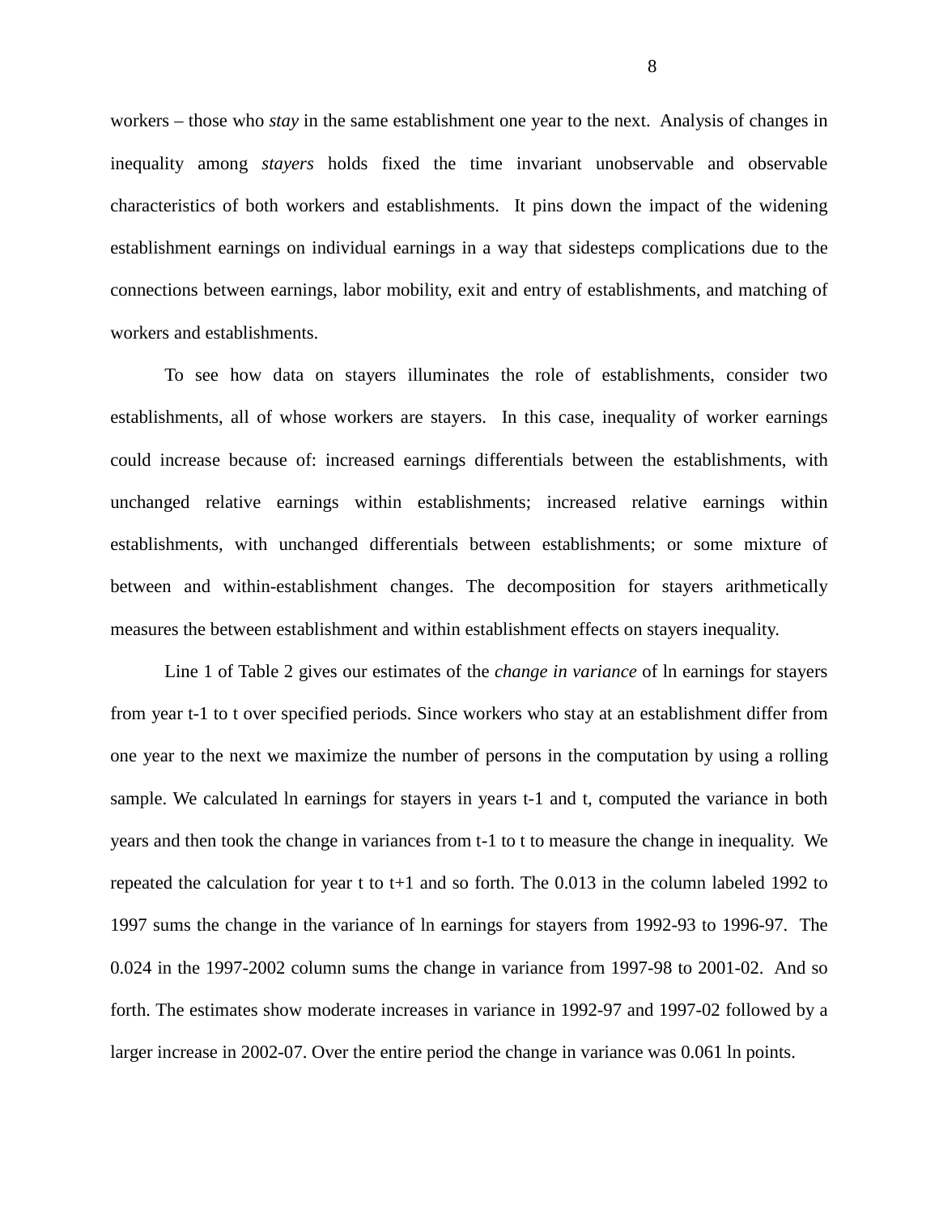workers – those who *stay* in the same establishment one year to the next. Analysis of changes in inequality among *stayers* holds fixed the time invariant unobservable and observable characteristics of both workers and establishments. It pins down the impact of the widening establishment earnings on individual earnings in a way that sidesteps complications due to the connections between earnings, labor mobility, exit and entry of establishments, and matching of workers and establishments.

To see how data on stayers illuminates the role of establishments, consider two establishments, all of whose workers are stayers. In this case, inequality of worker earnings could increase because of: increased earnings differentials between the establishments, with unchanged relative earnings within establishments; increased relative earnings within establishments, with unchanged differentials between establishments; or some mixture of between and within-establishment changes. The decomposition for stayers arithmetically measures the between establishment and within establishment effects on stayers inequality.

Line 1 of Table 2 gives our estimates of the *change in variance* of ln earnings for stayers from year t-1 to t over specified periods. Since workers who stay at an establishment differ from one year to the next we maximize the number of persons in the computation by using a rolling sample. We calculated ln earnings for stayers in years t-1 and t, computed the variance in both years and then took the change in variances from t-1 to t to measure the change in inequality. We repeated the calculation for year t to t+1 and so forth. The 0.013 in the column labeled 1992 to 1997 sums the change in the variance of ln earnings for stayers from 1992-93 to 1996-97. The 0.024 in the 1997-2002 column sums the change in variance from 1997-98 to 2001-02. And so forth. The estimates show moderate increases in variance in 1992-97 and 1997-02 followed by a larger increase in 2002-07. Over the entire period the change in variance was 0.061 ln points.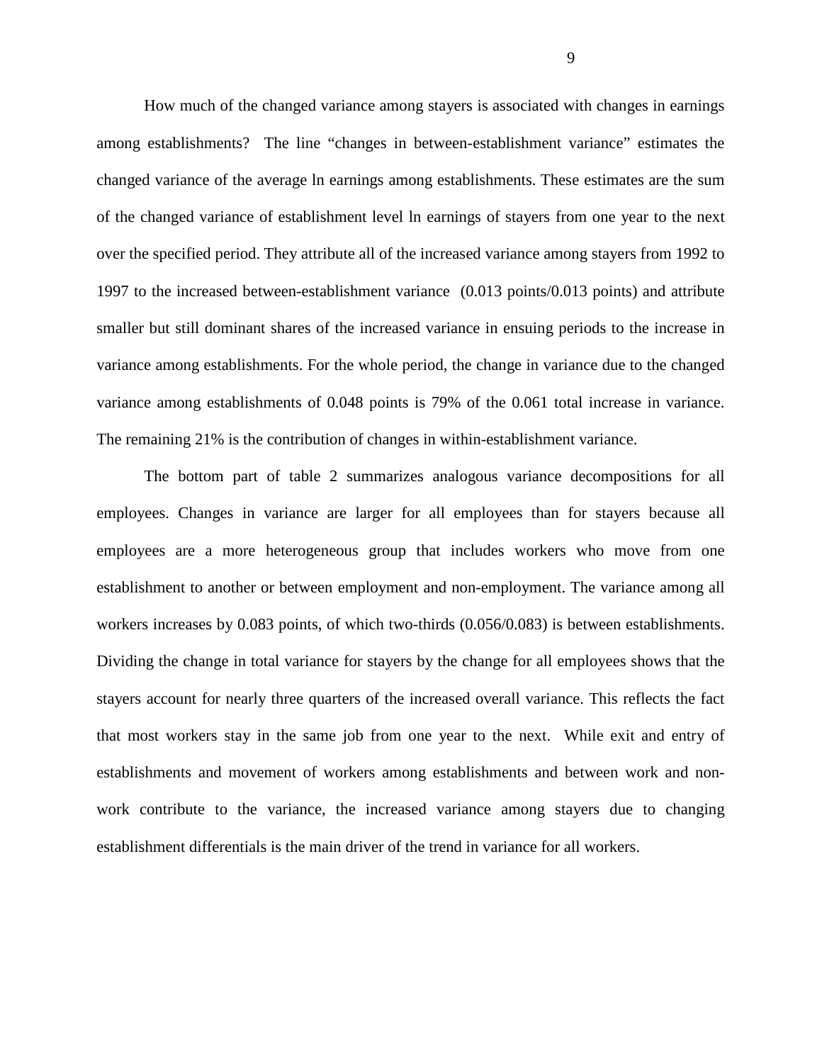How much of the changed variance among stayers is associated with changes in earnings among establishments? The line "changes in between-establishment variance" estimates the changed variance of the average ln earnings among establishments. These estimates are the sum of the changed variance of establishment level ln earnings of stayers from one year to the next over the specified period. They attribute all of the increased variance among stayers from 1992 to 1997 to the increased between-establishment variance (0.013 points/0.013 points) and attribute smaller but still dominant shares of the increased variance in ensuing periods to the increase in variance among establishments. For the whole period, the change in variance due to the changed variance among establishments of 0.048 points is 79% of the 0.061 total increase in variance. The remaining 21% is the contribution of changes in within-establishment variance.

The bottom part of table 2 summarizes analogous variance decompositions for all employees. Changes in variance are larger for all employees than for stayers because all employees are a more heterogeneous group that includes workers who move from one establishment to another or between employment and non-employment. The variance among all workers increases by 0.083 points, of which two-thirds (0.056/0.083) is between establishments. Dividing the change in total variance for stayers by the change for all employees shows that the stayers account for nearly three quarters of the increased overall variance. This reflects the fact that most workers stay in the same job from one year to the next. While exit and entry of establishments and movement of workers among establishments and between work and non-work contribute to the variance, the increased variance among stayers due to changing establishment differentials is the main driver of the trend in variance for all workers.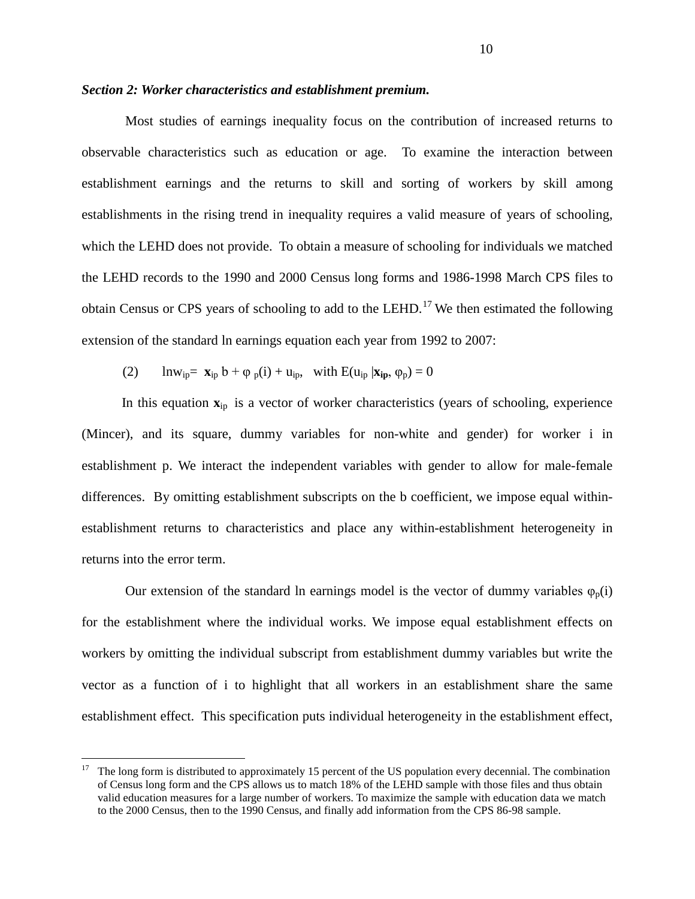***Section 2: Worker characteristics and establishment premium.***

Most studies of earnings inequality focus on the contribution of increased returns to observable characteristics such as education or age. To examine the interaction between establishment earnings and the returns to skill and sorting of workers by skill among establishments in the rising trend in inequality requires a valid measure of years of schooling, which the LEHD does not provide. To obtain a measure of schooling for individuals we matched the LEHD records to the 1990 and 2000 Census long forms and 1986-1998 March CPS files to obtain Census or CPS years of schooling to add to the LEHD.[17] We then estimated the following extension of the standard ln earnings equation each year from 1992 to 2007:

$$(2) \qquad \ln w_{ip} = \mathbf{x}_{ip}\, b + \varphi_{\,p}(i) + u_{ip}, \quad \text{with } E(u_{ip}\,|\mathbf{x_{ip}}, \varphi_p) = 0$$

In this equation $\mathbf{x}_{ip}$ is a vector of worker characteristics (years of schooling, experience (Mincer), and its square, dummy variables for non-white and gender) for worker i in establishment p. We interact the independent variables with gender to allow for male-female differences. By omitting establishment subscripts on the b coefficient, we impose equal within-establishment returns to characteristics and place any within-establishment heterogeneity in returns into the error term.

Our extension of the standard ln earnings model is the vector of dummy variables $\varphi_p(i)$ for the establishment where the individual works. We impose equal establishment effects on workers by omitting the individual subscript from establishment dummy variables but write the vector as a function of i to highlight that all workers in an establishment share the same establishment effect. This specification puts individual heterogeneity in the establishment effect,

---

[17] The long form is distributed to approximately 15 percent of the US population every decennial. The combination of Census long form and the CPS allows us to match 18% of the LEHD sample with those files and thus obtain valid education measures for a large number of workers. To maximize the sample with education data we match to the 2000 Census, then to the 1990 Census, and finally add information from the CPS 86-98 sample.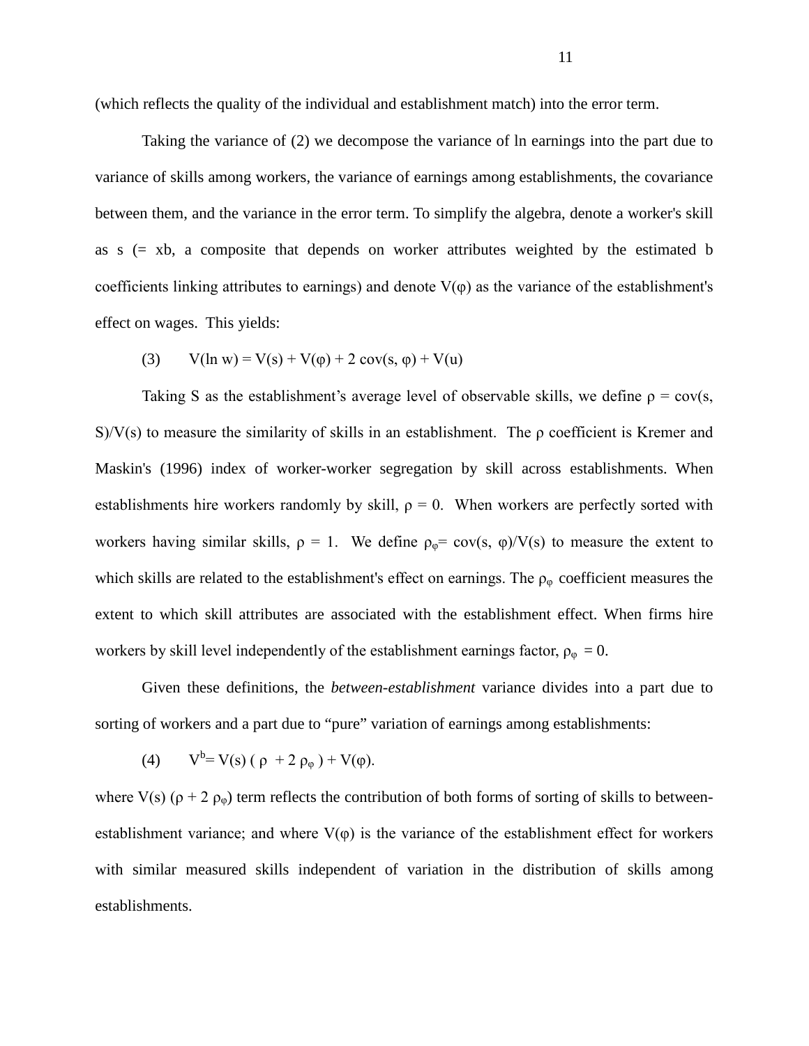(which reflects the quality of the individual and establishment match) into the error term.

Taking the variance of (2) we decompose the variance of ln earnings into the part due to variance of skills among workers, the variance of earnings among establishments, the covariance between them, and the variance in the error term. To simplify the algebra, denote a worker's skill as s (= xb, a composite that depends on worker attributes weighted by the estimated b coefficients linking attributes to earnings) and denote $V(\varphi)$ as the variance of the establishment's effect on wages. This yields:

$$(3) \qquad V(\ln w) = V(s) + V(\varphi) + 2\,\mathrm{cov}(s, \varphi) + V(u)$$

Taking S as the establishment's average level of observable skills, we define $\rho = \mathrm{cov}(s, S)/V(s)$ to measure the similarity of skills in an establishment. The $\rho$ coefficient is Kremer and Maskin's (1996) index of worker-worker segregation by skill across establishments. When establishments hire workers randomly by skill, $\rho = 0$. When workers are perfectly sorted with workers having similar skills, $\rho = 1$. We define $\rho_\varphi = \mathrm{cov}(s, \varphi)/V(s)$ to measure the extent to which skills are related to the establishment's effect on earnings. The $\rho_\varphi$ coefficient measures the extent to which skill attributes are associated with the establishment effect. When firms hire workers by skill level independently of the establishment earnings factor, $\rho_\varphi = 0$.

Given these definitions, the *between-establishment* variance divides into a part due to sorting of workers and a part due to "pure" variation of earnings among establishments:

$$(4) \qquad V^b = V(s)\,(\rho + 2\,\rho_\varphi) + V(\varphi).$$

where $V(s)\,(\rho + 2\,\rho_\varphi)$ term reflects the contribution of both forms of sorting of skills to between-establishment variance; and where $V(\varphi)$ is the variance of the establishment effect for workers with similar measured skills independent of variation in the distribution of skills among establishments.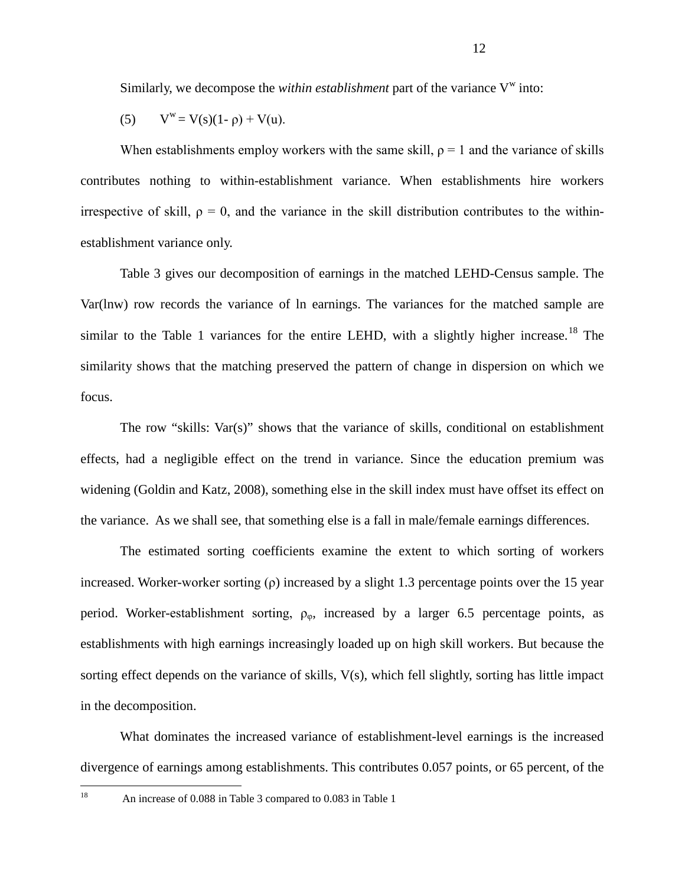Similarly, we decompose the *within establishment* part of the variance $V^w$ into:

(5) $V^w = V(s)(1- \rho) + V(u)$.

When establishments employ workers with the same skill, $\rho = 1$ and the variance of skills contributes nothing to within-establishment variance. When establishments hire workers irrespective of skill, $\rho = 0$, and the variance in the skill distribution contributes to the within-establishment variance only.

Table 3 gives our decomposition of earnings in the matched LEHD-Census sample. The Var(lnw) row records the variance of ln earnings. The variances for the matched sample are similar to the Table 1 variances for the entire LEHD, with a slightly higher increase.[18] The similarity shows that the matching preserved the pattern of change in dispersion on which we focus.

The row "skills: Var(s)" shows that the variance of skills, conditional on establishment effects, had a negligible effect on the trend in variance. Since the education premium was widening (Goldin and Katz, 2008), something else in the skill index must have offset its effect on the variance. As we shall see, that something else is a fall in male/female earnings differences.

The estimated sorting coefficients examine the extent to which sorting of workers increased. Worker-worker sorting ($\rho$) increased by a slight 1.3 percentage points over the 15 year period. Worker-establishment sorting, $\rho_{\varphi}$, increased by a larger 6.5 percentage points, as establishments with high earnings increasingly loaded up on high skill workers. But because the sorting effect depends on the variance of skills, V(s), which fell slightly, sorting has little impact in the decomposition.

What dominates the increased variance of establishment-level earnings is the increased divergence of earnings among establishments. This contributes 0.057 points, or 65 percent, of the

[18] An increase of 0.088 in Table 3 compared to 0.083 in Table 1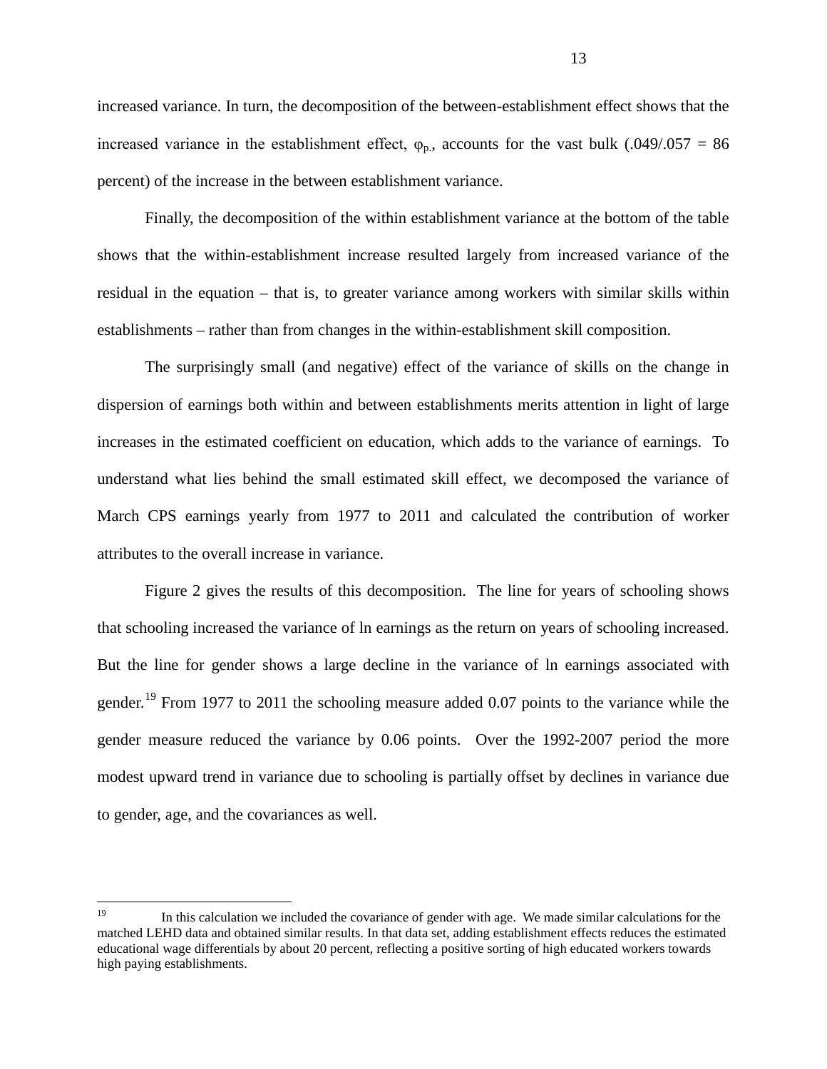increased variance. In turn, the decomposition of the between-establishment effect shows that the increased variance in the establishment effect, $\varphi_{p.}$, accounts for the vast bulk (.049/.057 = 86 percent) of the increase in the between establishment variance.

Finally, the decomposition of the within establishment variance at the bottom of the table shows that the within-establishment increase resulted largely from increased variance of the residual in the equation – that is, to greater variance among workers with similar skills within establishments – rather than from changes in the within-establishment skill composition.

The surprisingly small (and negative) effect of the variance of skills on the change in dispersion of earnings both within and between establishments merits attention in light of large increases in the estimated coefficient on education, which adds to the variance of earnings. To understand what lies behind the small estimated skill effect, we decomposed the variance of March CPS earnings yearly from 1977 to 2011 and calculated the contribution of worker attributes to the overall increase in variance.

Figure 2 gives the results of this decomposition. The line for years of schooling shows that schooling increased the variance of ln earnings as the return on years of schooling increased. But the line for gender shows a large decline in the variance of ln earnings associated with gender.[19] From 1977 to 2011 the schooling measure added 0.07 points to the variance while the gender measure reduced the variance by 0.06 points. Over the 1992-2007 period the more modest upward trend in variance due to schooling is partially offset by declines in variance due to gender, age, and the covariances as well.

[19] In this calculation we included the covariance of gender with age. We made similar calculations for the matched LEHD data and obtained similar results. In that data set, adding establishment effects reduces the estimated educational wage differentials by about 20 percent, reflecting a positive sorting of high educated workers towards high paying establishments.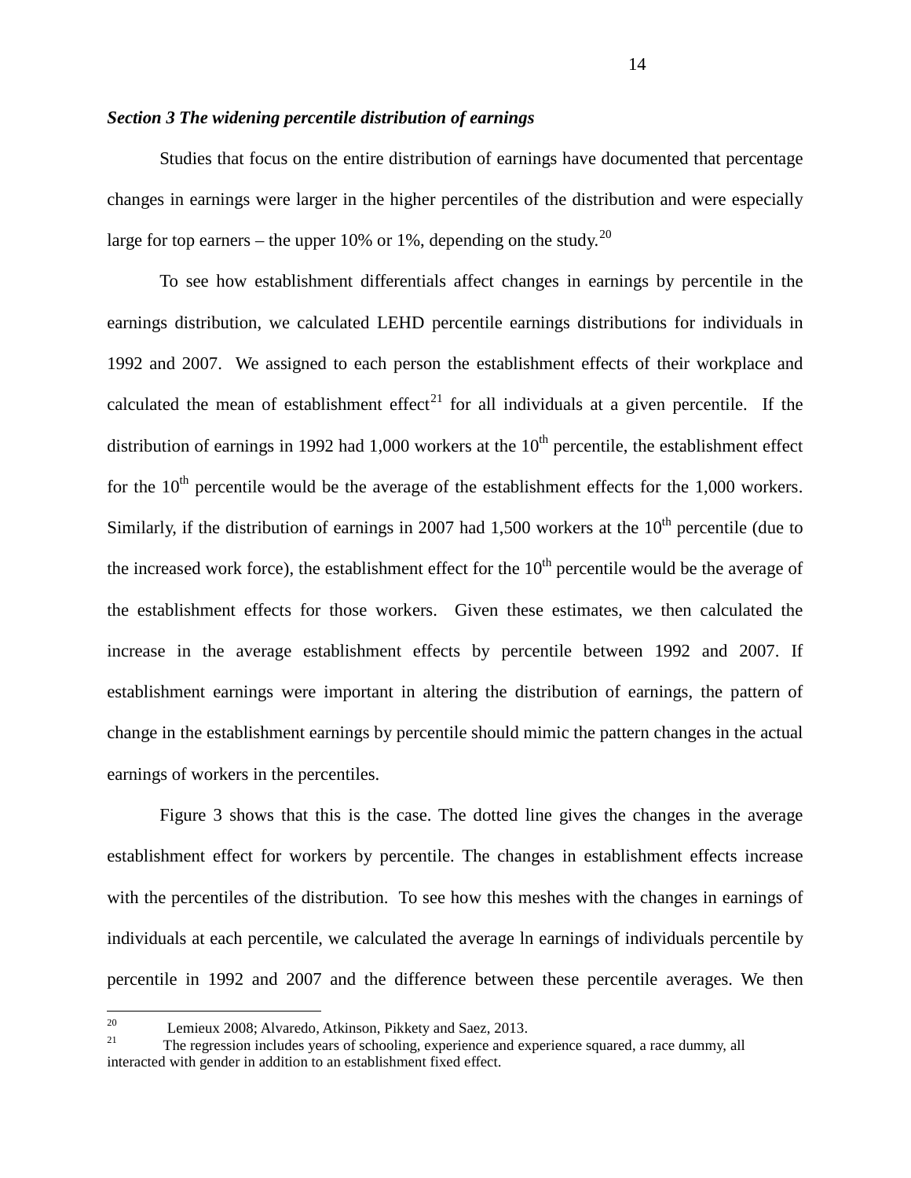***Section 3 The widening percentile distribution of earnings***

Studies that focus on the entire distribution of earnings have documented that percentage changes in earnings were larger in the higher percentiles of the distribution and were especially large for top earners – the upper 10% or 1%, depending on the study.[20]

To see how establishment differentials affect changes in earnings by percentile in the earnings distribution, we calculated LEHD percentile earnings distributions for individuals in 1992 and 2007. We assigned to each person the establishment effects of their workplace and calculated the mean of establishment effect[21] for all individuals at a given percentile. If the distribution of earnings in 1992 had 1,000 workers at the $10^{th}$ percentile, the establishment effect for the $10^{th}$ percentile would be the average of the establishment effects for the 1,000 workers. Similarly, if the distribution of earnings in 2007 had 1,500 workers at the $10^{th}$ percentile (due to the increased work force), the establishment effect for the $10^{th}$ percentile would be the average of the establishment effects for those workers. Given these estimates, we then calculated the increase in the average establishment effects by percentile between 1992 and 2007. If establishment earnings were important in altering the distribution of earnings, the pattern of change in the establishment earnings by percentile should mimic the pattern changes in the actual earnings of workers in the percentiles.

Figure 3 shows that this is the case. The dotted line gives the changes in the average establishment effect for workers by percentile. The changes in establishment effects increase with the percentiles of the distribution. To see how this meshes with the changes in earnings of individuals at each percentile, we calculated the average ln earnings of individuals percentile by percentile in 1992 and 2007 and the difference between these percentile averages. We then

---

[20] Lemieux 2008; Alvaredo, Atkinson, Pikkety and Saez, 2013.

[21] The regression includes years of schooling, experience and experience squared, a race dummy, all interacted with gender in addition to an establishment fixed effect.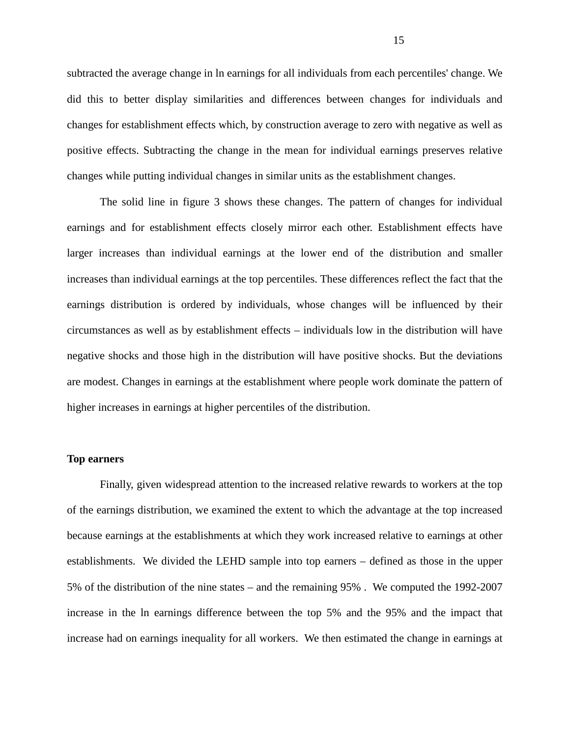subtracted the average change in ln earnings for all individuals from each percentiles' change. We did this to better display similarities and differences between changes for individuals and changes for establishment effects which, by construction average to zero with negative as well as positive effects. Subtracting the change in the mean for individual earnings preserves relative changes while putting individual changes in similar units as the establishment changes.

The solid line in figure 3 shows these changes. The pattern of changes for individual earnings and for establishment effects closely mirror each other. Establishment effects have larger increases than individual earnings at the lower end of the distribution and smaller increases than individual earnings at the top percentiles. These differences reflect the fact that the earnings distribution is ordered by individuals, whose changes will be influenced by their circumstances as well as by establishment effects – individuals low in the distribution will have negative shocks and those high in the distribution will have positive shocks. But the deviations are modest. Changes in earnings at the establishment where people work dominate the pattern of higher increases in earnings at higher percentiles of the distribution.

**Top earners**

Finally, given widespread attention to the increased relative rewards to workers at the top of the earnings distribution, we examined the extent to which the advantage at the top increased because earnings at the establishments at which they work increased relative to earnings at other establishments. We divided the LEHD sample into top earners – defined as those in the upper 5% of the distribution of the nine states – and the remaining 95% . We computed the 1992-2007 increase in the ln earnings difference between the top 5% and the 95% and the impact that increase had on earnings inequality for all workers. We then estimated the change in earnings at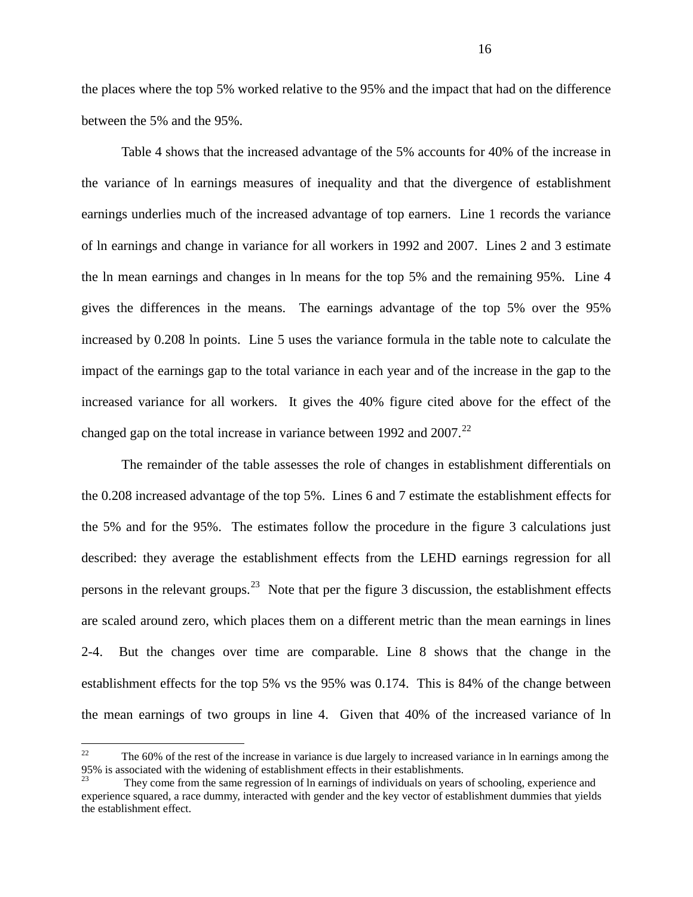the places where the top 5% worked relative to the 95% and the impact that had on the difference between the 5% and the 95%.

Table 4 shows that the increased advantage of the 5% accounts for 40% of the increase in the variance of ln earnings measures of inequality and that the divergence of establishment earnings underlies much of the increased advantage of top earners. Line 1 records the variance of ln earnings and change in variance for all workers in 1992 and 2007. Lines 2 and 3 estimate the ln mean earnings and changes in ln means for the top 5% and the remaining 95%. Line 4 gives the differences in the means. The earnings advantage of the top 5% over the 95% increased by 0.208 ln points. Line 5 uses the variance formula in the table note to calculate the impact of the earnings gap to the total variance in each year and of the increase in the gap to the increased variance for all workers. It gives the 40% figure cited above for the effect of the changed gap on the total increase in variance between 1992 and 2007.[22]

The remainder of the table assesses the role of changes in establishment differentials on the 0.208 increased advantage of the top 5%. Lines 6 and 7 estimate the establishment effects for the 5% and for the 95%. The estimates follow the procedure in the figure 3 calculations just described: they average the establishment effects from the LEHD earnings regression for all persons in the relevant groups.[23] Note that per the figure 3 discussion, the establishment effects are scaled around zero, which places them on a different metric than the mean earnings in lines 2-4. But the changes over time are comparable. Line 8 shows that the change in the establishment effects for the top 5% vs the 95% was 0.174. This is 84% of the change between the mean earnings of two groups in line 4. Given that 40% of the increased variance of ln

---

[22] The 60% of the rest of the increase in variance is due largely to increased variance in ln earnings among the 95% is associated with the widening of establishment effects in their establishments.

[23] They come from the same regression of ln earnings of individuals on years of schooling, experience and experience squared, a race dummy, interacted with gender and the key vector of establishment dummies that yields the establishment effect.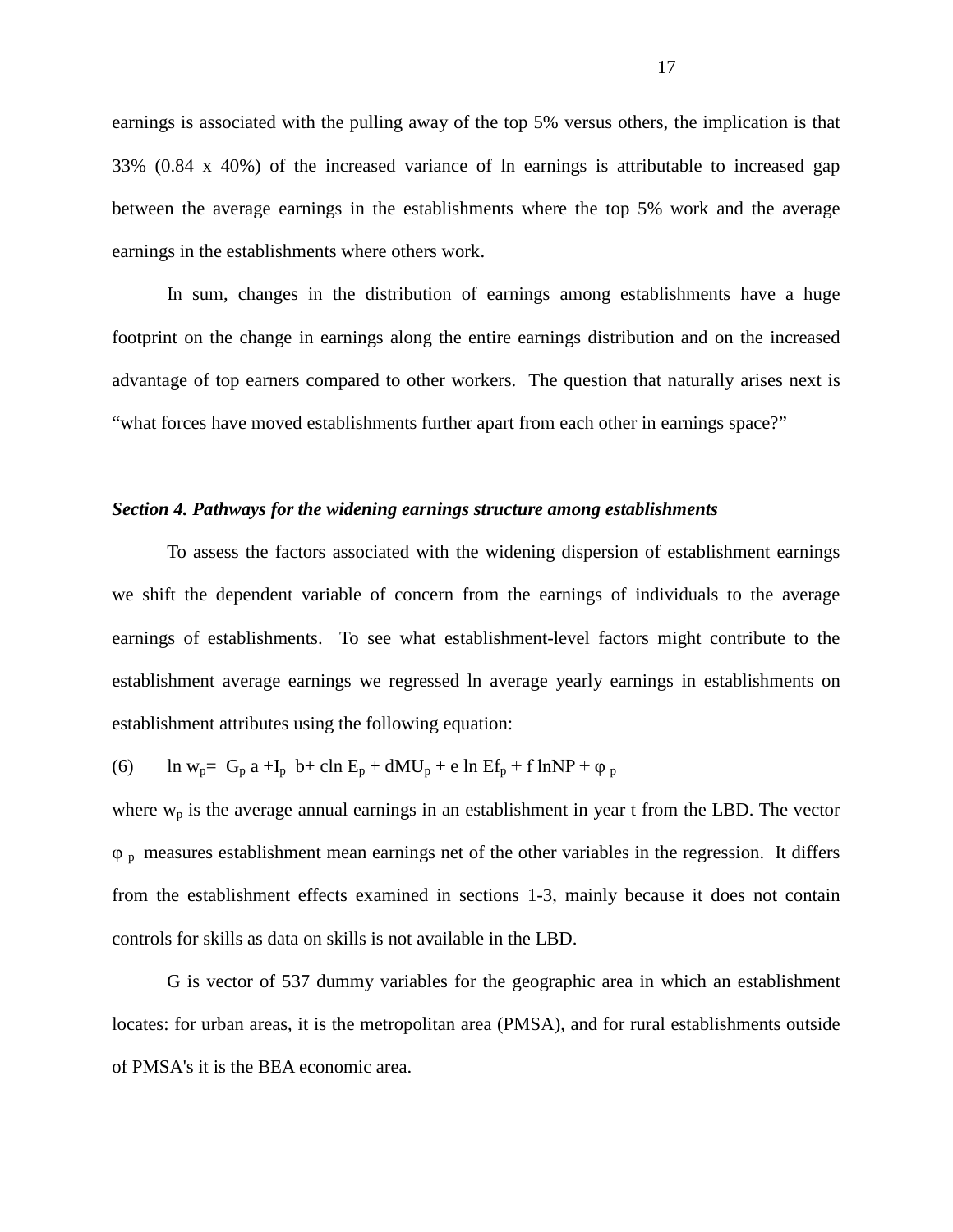earnings is associated with the pulling away of the top 5% versus others, the implication is that 33% (0.84 x 40%) of the increased variance of ln earnings is attributable to increased gap between the average earnings in the establishments where the top 5% work and the average earnings in the establishments where others work.

In sum, changes in the distribution of earnings among establishments have a huge footprint on the change in earnings along the entire earnings distribution and on the increased advantage of top earners compared to other workers. The question that naturally arises next is "what forces have moved establishments further apart from each other in earnings space?"

### *Section 4. Pathways for the widening earnings structure among establishments*

To assess the factors associated with the widening dispersion of establishment earnings we shift the dependent variable of concern from the earnings of individuals to the average earnings of establishments. To see what establishment-level factors might contribute to the establishment average earnings we regressed ln average yearly earnings in establishments on establishment attributes using the following equation:

(6) $\ln w_p = G_p a + I_p b + c \ln E_p + d MU_p + e \ln Ef_p + f \ln NP + \varphi_p$

where $w_p$ is the average annual earnings in an establishment in year t from the LBD. The vector $\varphi_p$ measures establishment mean earnings net of the other variables in the regression. It differs from the establishment effects examined in sections 1-3, mainly because it does not contain controls for skills as data on skills is not available in the LBD.

G is vector of 537 dummy variables for the geographic area in which an establishment locates: for urban areas, it is the metropolitan area (PMSA), and for rural establishments outside of PMSA's it is the BEA economic area.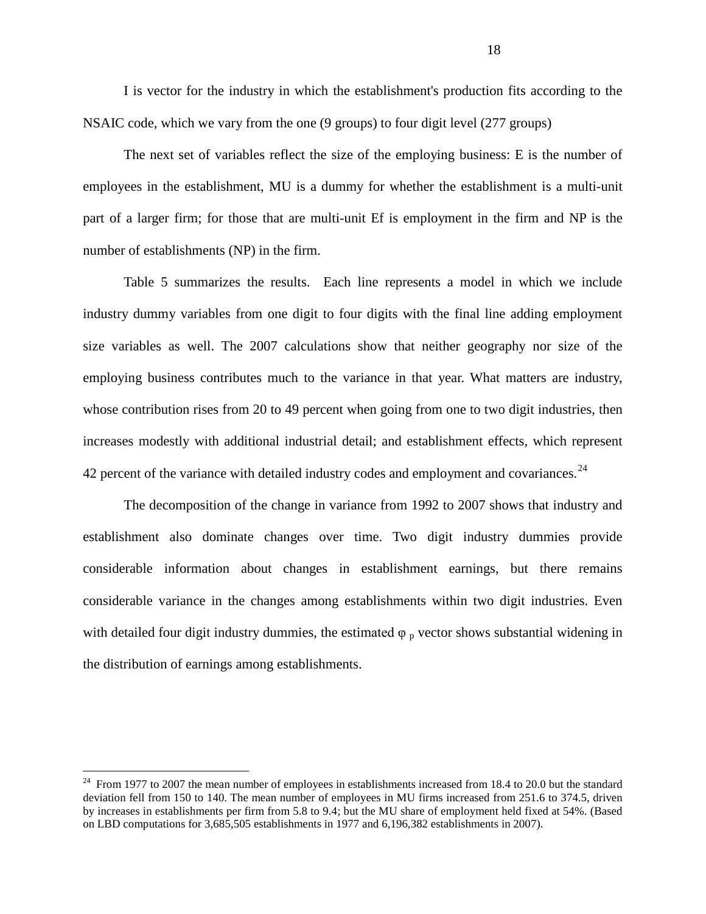I is vector for the industry in which the establishment's production fits according to the NSAIC code, which we vary from the one (9 groups) to four digit level (277 groups)

The next set of variables reflect the size of the employing business: E is the number of employees in the establishment, MU is a dummy for whether the establishment is a multi-unit part of a larger firm; for those that are multi-unit Ef is employment in the firm and NP is the number of establishments (NP) in the firm.

Table 5 summarizes the results. Each line represents a model in which we include industry dummy variables from one digit to four digits with the final line adding employment size variables as well. The 2007 calculations show that neither geography nor size of the employing business contributes much to the variance in that year. What matters are industry, whose contribution rises from 20 to 49 percent when going from one to two digit industries, then increases modestly with additional industrial detail; and establishment effects, which represent 42 percent of the variance with detailed industry codes and employment and covariances.[24]

The decomposition of the change in variance from 1992 to 2007 shows that industry and establishment also dominate changes over time. Two digit industry dummies provide considerable information about changes in establishment earnings, but there remains considerable variance in the changes among establishments within two digit industries. Even with detailed four digit industry dummies, the estimated $\varphi_p$ vector shows substantial widening in the distribution of earnings among establishments.

---

[24] From 1977 to 2007 the mean number of employees in establishments increased from 18.4 to 20.0 but the standard deviation fell from 150 to 140. The mean number of employees in MU firms increased from 251.6 to 374.5, driven by increases in establishments per firm from 5.8 to 9.4; but the MU share of employment held fixed at 54%. (Based on LBD computations for 3,685,505 establishments in 1977 and 6,196,382 establishments in 2007).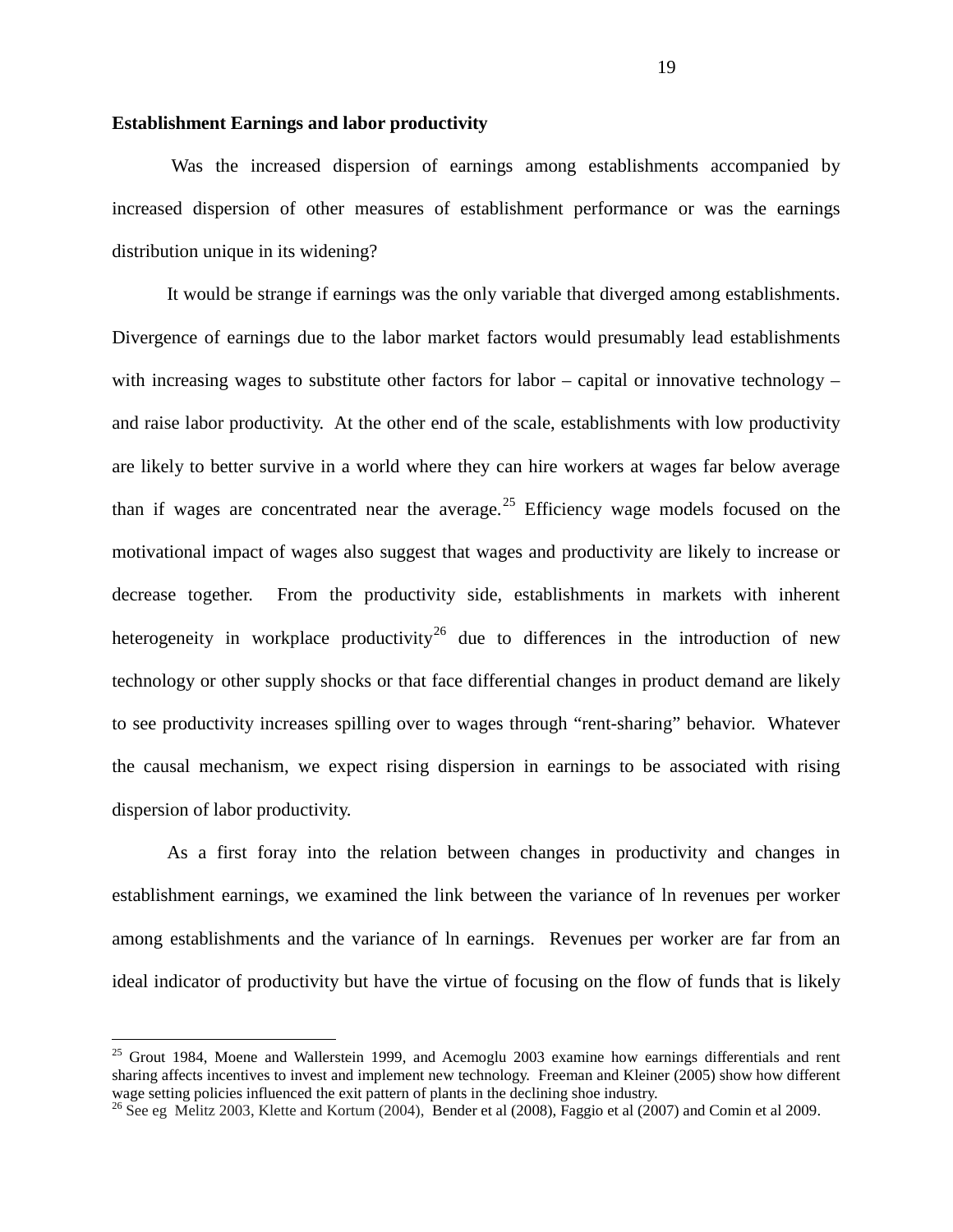**Establishment Earnings and labor productivity**

Was the increased dispersion of earnings among establishments accompanied by increased dispersion of other measures of establishment performance or was the earnings distribution unique in its widening?

It would be strange if earnings was the only variable that diverged among establishments. Divergence of earnings due to the labor market factors would presumably lead establishments with increasing wages to substitute other factors for labor – capital or innovative technology – and raise labor productivity. At the other end of the scale, establishments with low productivity are likely to better survive in a world where they can hire workers at wages far below average than if wages are concentrated near the average.[25] Efficiency wage models focused on the motivational impact of wages also suggest that wages and productivity are likely to increase or decrease together. From the productivity side, establishments in markets with inherent heterogeneity in workplace productivity[26] due to differences in the introduction of new technology or other supply shocks or that face differential changes in product demand are likely to see productivity increases spilling over to wages through "rent-sharing" behavior. Whatever the causal mechanism, we expect rising dispersion in earnings to be associated with rising dispersion of labor productivity.

As a first foray into the relation between changes in productivity and changes in establishment earnings, we examined the link between the variance of ln revenues per worker among establishments and the variance of ln earnings. Revenues per worker are far from an ideal indicator of productivity but have the virtue of focusing on the flow of funds that is likely

---

[25] Grout 1984, Moene and Wallerstein 1999, and Acemoglu 2003 examine how earnings differentials and rent sharing affects incentives to invest and implement new technology. Freeman and Kleiner (2005) show how different wage setting policies influenced the exit pattern of plants in the declining shoe industry.

[26] See eg Melitz 2003, Klette and Kortum (2004), Bender et al (2008), Faggio et al (2007) and Comin et al 2009.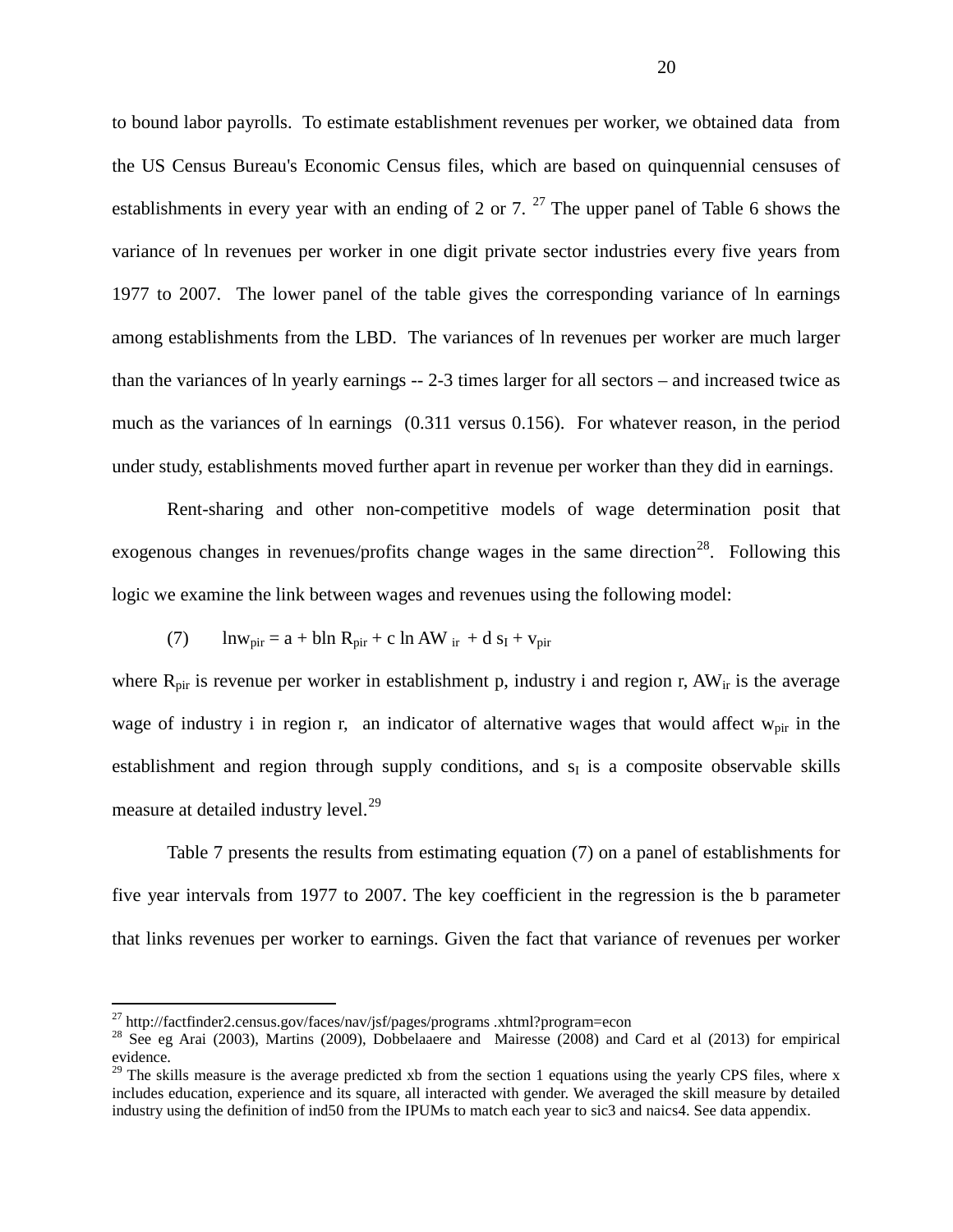to bound labor payrolls. To estimate establishment revenues per worker, we obtained data from the US Census Bureau's Economic Census files, which are based on quinquennial censuses of establishments in every year with an ending of 2 or 7. [27] The upper panel of Table 6 shows the variance of ln revenues per worker in one digit private sector industries every five years from 1977 to 2007. The lower panel of the table gives the corresponding variance of ln earnings among establishments from the LBD. The variances of ln revenues per worker are much larger than the variances of ln yearly earnings -- 2-3 times larger for all sectors – and increased twice as much as the variances of ln earnings (0.311 versus 0.156). For whatever reason, in the period under study, establishments moved further apart in revenue per worker than they did in earnings.

Rent-sharing and other non-competitive models of wage determination posit that exogenous changes in revenues/profits change wages in the same direction[28]. Following this logic we examine the link between wages and revenues using the following model:

$$(7) \qquad \ln w_{pir} = a + b \ln R_{pir} + c \ln AW_{ir} + d\, s_I + v_{pir}$$

where $R_{pir}$ is revenue per worker in establishment p, industry i and region r, $AW_{ir}$ is the average wage of industry i in region r, an indicator of alternative wages that would affect $w_{pir}$ in the establishment and region through supply conditions, and $s_I$ is a composite observable skills measure at detailed industry level.[29]

Table 7 presents the results from estimating equation (7) on a panel of establishments for five year intervals from 1977 to 2007. The key coefficient in the regression is the b parameter that links revenues per worker to earnings. Given the fact that variance of revenues per worker

---

[27] http://factfinder2.census.gov/faces/nav/jsf/pages/programs .xhtml?program=econ

[28] See eg Arai (2003), Martins (2009), Dobbelaaere and Mairesse (2008) and Card et al (2013) for empirical evidence.

[29] The skills measure is the average predicted xb from the section 1 equations using the yearly CPS files, where x includes education, experience and its square, all interacted with gender. We averaged the skill measure by detailed industry using the definition of ind50 from the IPUMs to match each year to sic3 and naics4. See data appendix.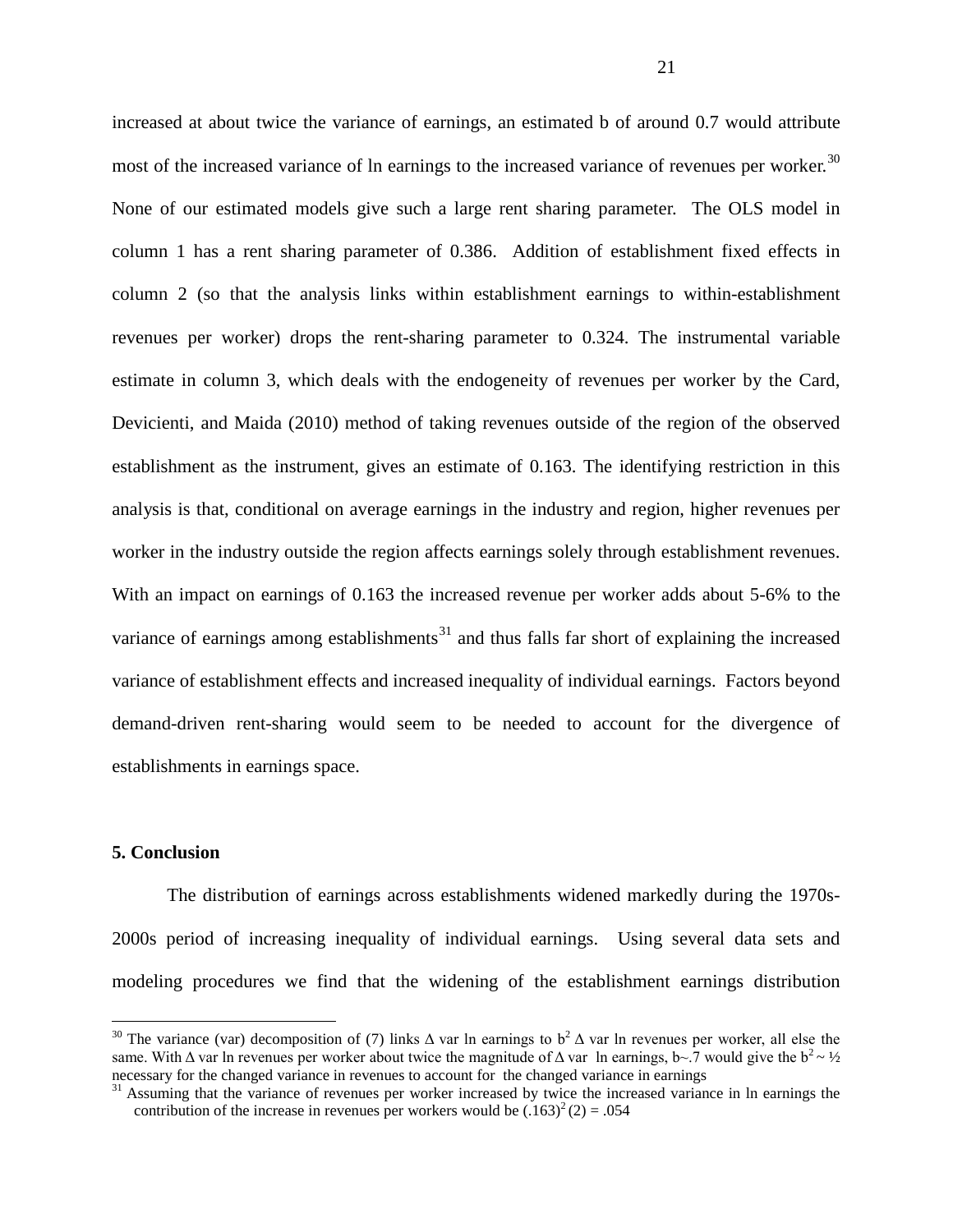increased at about twice the variance of earnings, an estimated b of around 0.7 would attribute most of the increased variance of ln earnings to the increased variance of revenues per worker.[30] None of our estimated models give such a large rent sharing parameter. The OLS model in column 1 has a rent sharing parameter of 0.386. Addition of establishment fixed effects in column 2 (so that the analysis links within establishment earnings to within-establishment revenues per worker) drops the rent-sharing parameter to 0.324. The instrumental variable estimate in column 3, which deals with the endogeneity of revenues per worker by the Card, Devicienti, and Maida (2010) method of taking revenues outside of the region of the observed establishment as the instrument, gives an estimate of 0.163. The identifying restriction in this analysis is that, conditional on average earnings in the industry and region, higher revenues per worker in the industry outside the region affects earnings solely through establishment revenues. With an impact on earnings of 0.163 the increased revenue per worker adds about 5-6% to the variance of earnings among establishments[31] and thus falls far short of explaining the increased variance of establishment effects and increased inequality of individual earnings. Factors beyond demand-driven rent-sharing would seem to be needed to account for the divergence of establishments in earnings space.

## 5. Conclusion

The distribution of earnings across establishments widened markedly during the 1970s-2000s period of increasing inequality of individual earnings. Using several data sets and modeling procedures we find that the widening of the establishment earnings distribution

---

[30] The variance (var) decomposition of (7) links $\Delta$ var ln earnings to $b^2$ $\Delta$ var ln revenues per worker, all else the same. With $\Delta$ var ln revenues per worker about twice the magnitude of $\Delta$ var ln earnings, $b \sim .7$ would give the $b^2 \sim ½$ necessary for the changed variance in revenues to account for the changed variance in earnings

[31] Assuming that the variance of revenues per worker increased by twice the increased variance in ln earnings the contribution of the increase in revenues per workers would be $(.163)^2 (2) = .054$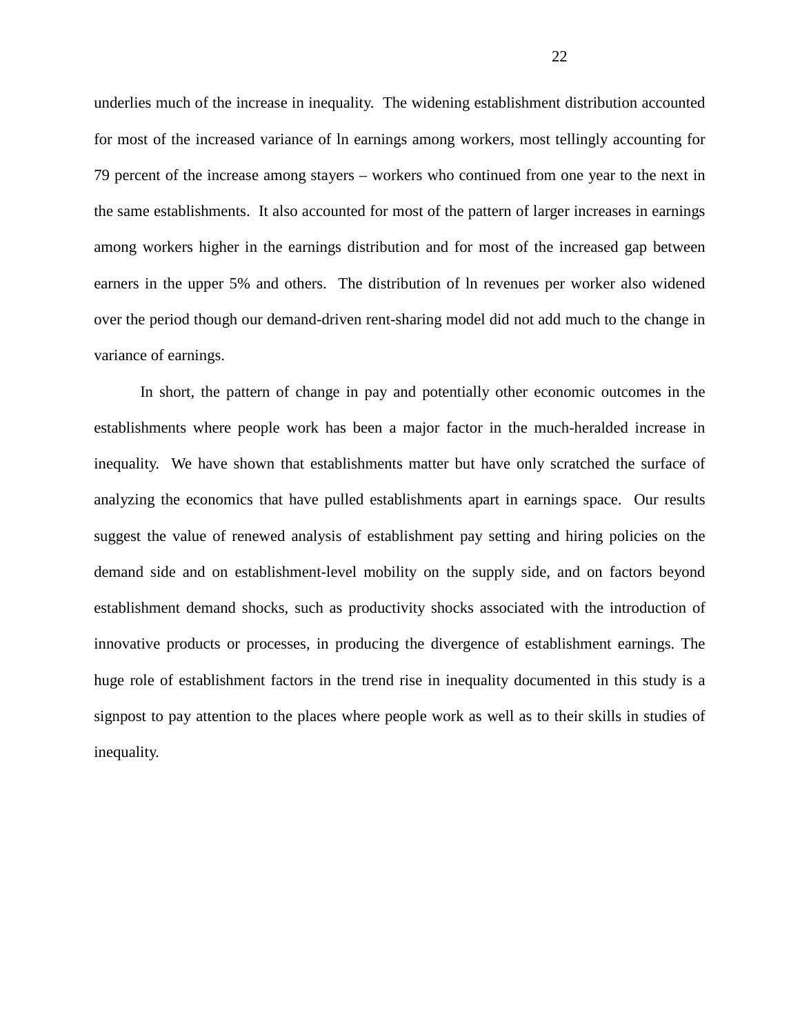underlies much of the increase in inequality. The widening establishment distribution accounted for most of the increased variance of ln earnings among workers, most tellingly accounting for 79 percent of the increase among stayers – workers who continued from one year to the next in the same establishments. It also accounted for most of the pattern of larger increases in earnings among workers higher in the earnings distribution and for most of the increased gap between earners in the upper 5% and others. The distribution of ln revenues per worker also widened over the period though our demand-driven rent-sharing model did not add much to the change in variance of earnings.

In short, the pattern of change in pay and potentially other economic outcomes in the establishments where people work has been a major factor in the much-heralded increase in inequality. We have shown that establishments matter but have only scratched the surface of analyzing the economics that have pulled establishments apart in earnings space. Our results suggest the value of renewed analysis of establishment pay setting and hiring policies on the demand side and on establishment-level mobility on the supply side, and on factors beyond establishment demand shocks, such as productivity shocks associated with the introduction of innovative products or processes, in producing the divergence of establishment earnings. The huge role of establishment factors in the trend rise in inequality documented in this study is a signpost to pay attention to the places where people work as well as to their skills in studies of inequality.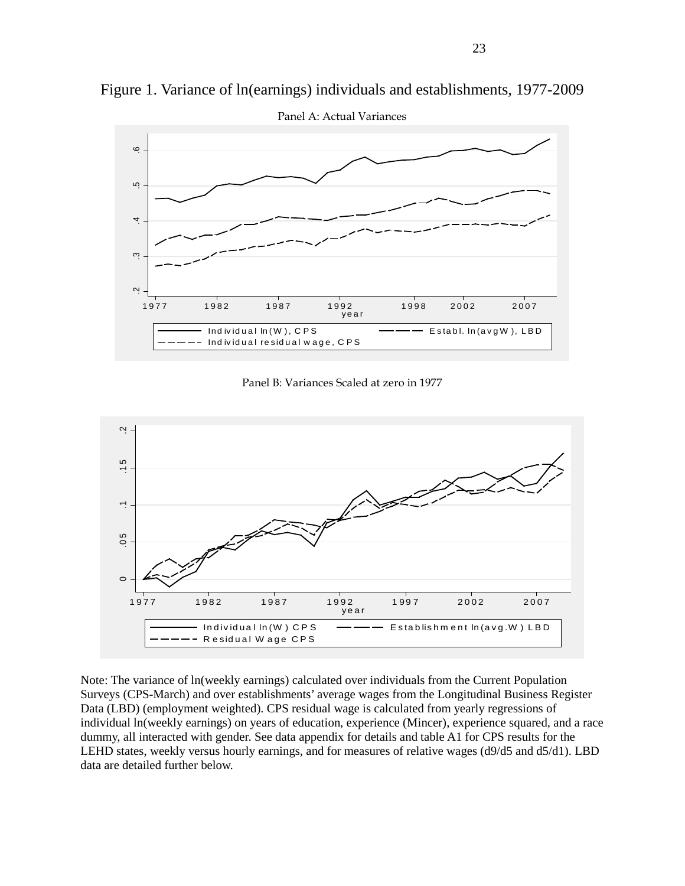Figure 1. Variance of ln(earnings) individuals and establishments, 1977-2009

Panel A: Actual Variances

Panel B: Variances Scaled at zero in 1977

Note: The variance of ln(weekly earnings) calculated over individuals from the Current Population Surveys (CPS-March) and over establishments' average wages from the Longitudinal Business Register Data (LBD) (employment weighted). CPS residual wage is calculated from yearly regressions of individual ln(weekly earnings) on years of education, experience (Mincer), experience squared, and a race dummy, all interacted with gender. See data appendix for details and table A1 for CPS results for the LEHD states, weekly versus hourly earnings, and for measures of relative wages (d9/d5 and d5/d1). LBD data are detailed further below.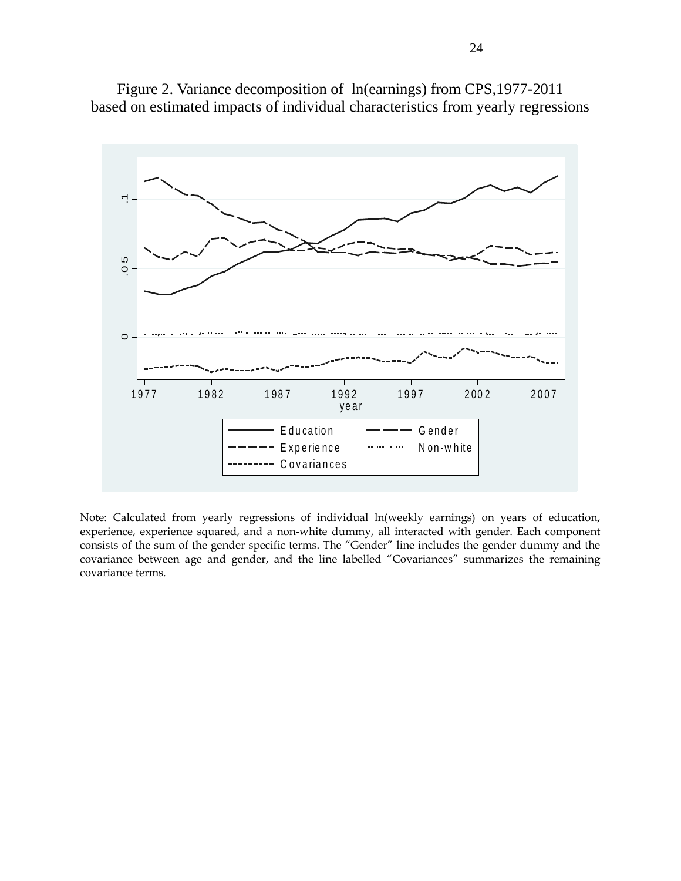Figure 2. Variance decomposition of ln(earnings) from CPS,1977-2011 based on estimated impacts of individual characteristics from yearly regressions

Note: Calculated from yearly regressions of individual ln(weekly earnings) on years of education, experience, experience squared, and a non-white dummy, all interacted with gender. Each component consists of the sum of the gender specific terms. The "Gender" line includes the gender dummy and the covariance between age and gender, and the line labelled "Covariances" summarizes the remaining covariance terms.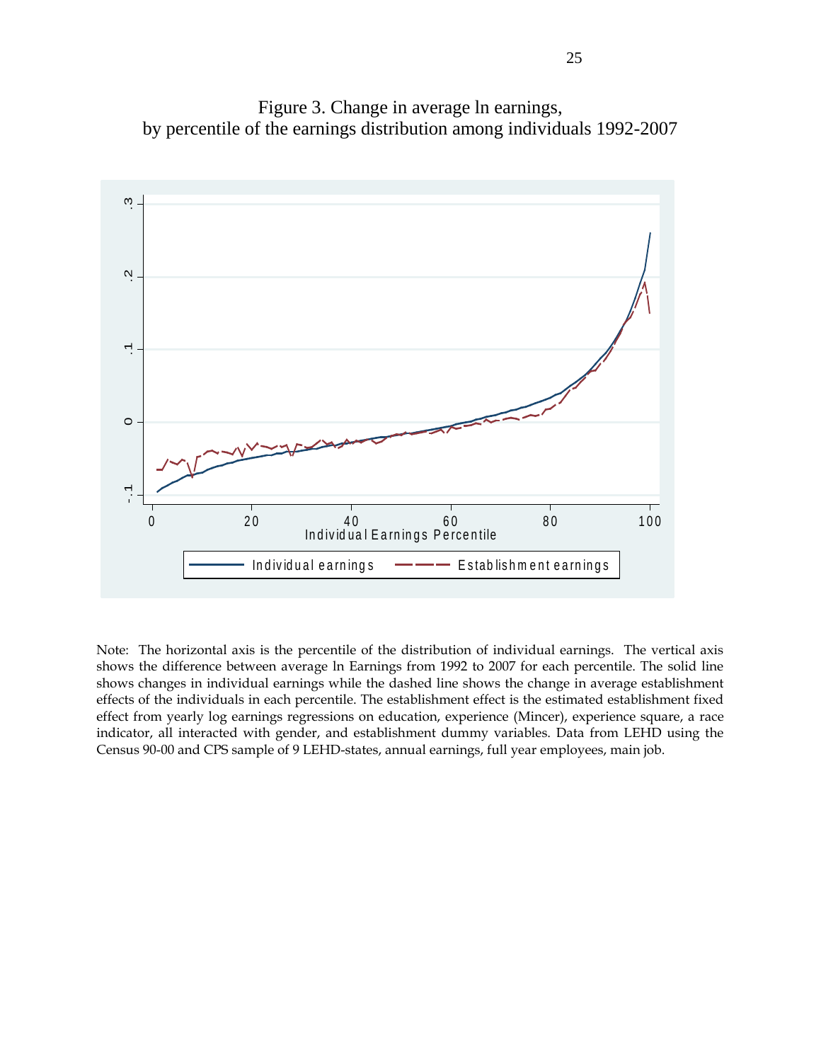Figure 3. Change in average ln earnings, by percentile of the earnings distribution among individuals 1992-2007

Note: The horizontal axis is the percentile of the distribution of individual earnings. The vertical axis shows the difference between average ln Earnings from 1992 to 2007 for each percentile. The solid line shows changes in individual earnings while the dashed line shows the change in average establishment effects of the individuals in each percentile. The establishment effect is the estimated establishment fixed effect from yearly log earnings regressions on education, experience (Mincer), experience square, a race indicator, all interacted with gender, and establishment dummy variables. Data from LEHD using the Census 90-00 and CPS sample of 9 LEHD-states, annual earnings, full year employees, main job.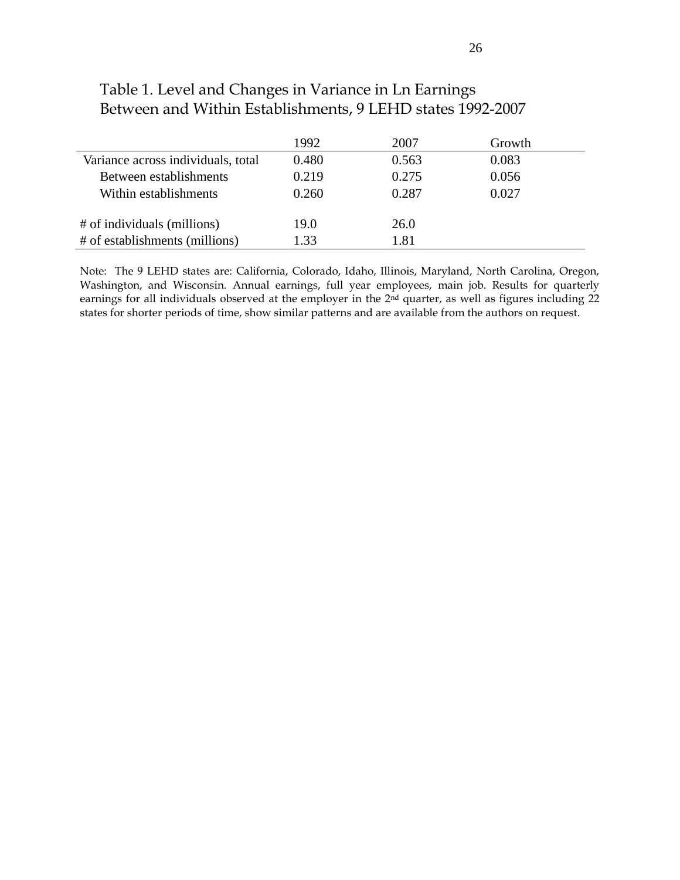Table 1. Level and Changes in Variance in Ln Earnings Between and Within Establishments, 9 LEHD states 1992-2007

| | 1992 | 2007 | Growth |
|---|---|---|---|
| Variance across individuals, total | 0.480 | 0.563 | 0.083 |
| Between establishments | 0.219 | 0.275 | 0.056 |
| Within establishments | 0.260 | 0.287 | 0.027 |
| | | | |
| # of individuals (millions) | 19.0 | 26.0 | |
| # of establishments (millions) | 1.33 | 1.81 | |

Note: The 9 LEHD states are: California, Colorado, Idaho, Illinois, Maryland, North Carolina, Oregon, Washington, and Wisconsin. Annual earnings, full year employees, main job. Results for quarterly earnings for all individuals observed at the employer in the 2nd quarter, as well as figures including 22 states for shorter periods of time, show similar patterns and are available from the authors on request.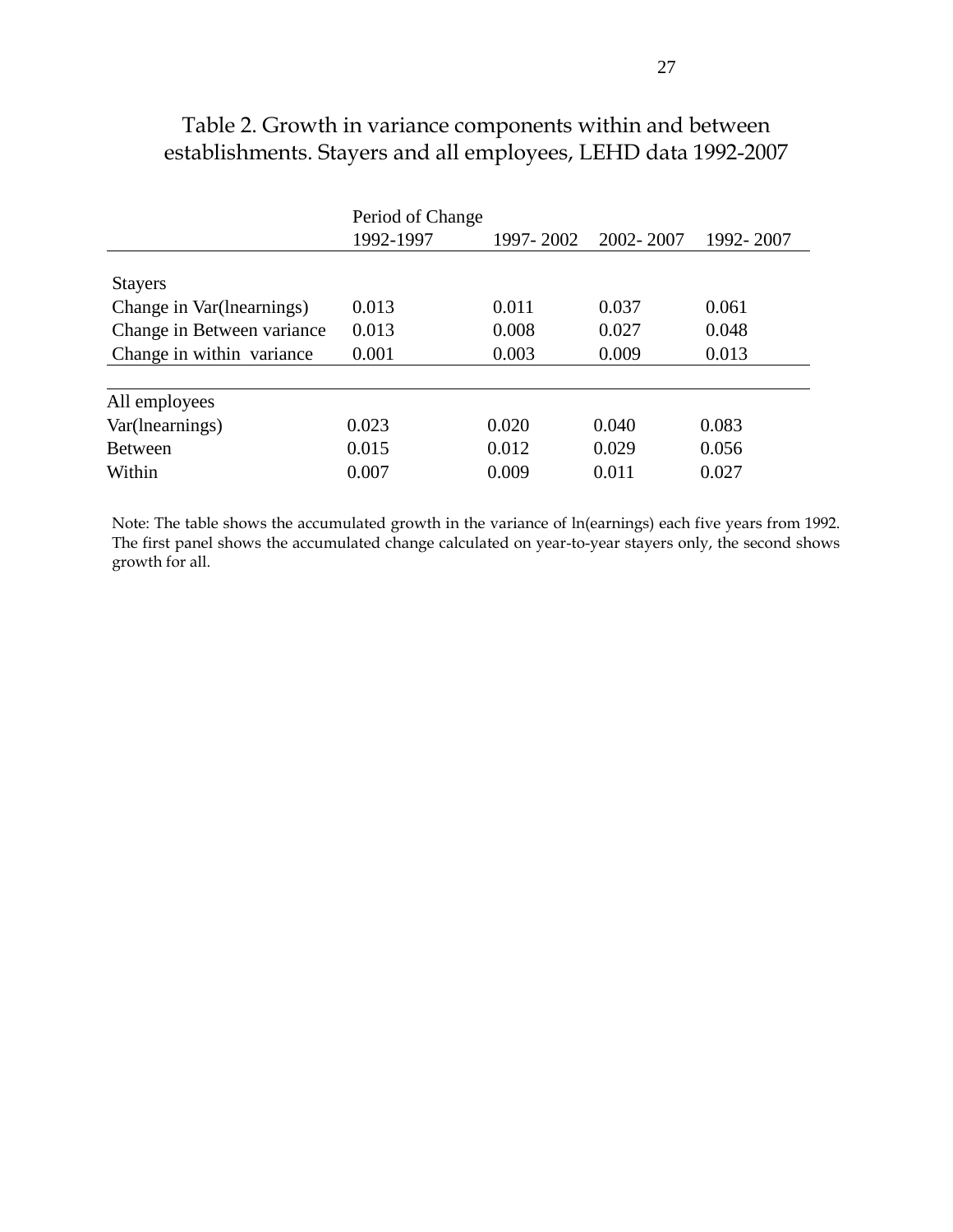## Table 2. Growth in variance components within and between establishments. Stayers and all employees, LEHD data 1992-2007

| | Period of Change | | | |
|---|---|---|---|---|
| | 1992-1997 | 1997- 2002 | 2002- 2007 | 1992- 2007 |
| Stayers | | | | |
| Change in Var(lnearnings) | 0.013 | 0.011 | 0.037 | 0.061 |
| Change in Between variance | 0.013 | 0.008 | 0.027 | 0.048 |
| Change in within variance | 0.001 | 0.003 | 0.009 | 0.013 |
| All employees | | | | |
| Var(lnearnings) | 0.023 | 0.020 | 0.040 | 0.083 |
| Between | 0.015 | 0.012 | 0.029 | 0.056 |
| Within | 0.007 | 0.009 | 0.011 | 0.027 |

Note: The table shows the accumulated growth in the variance of ln(earnings) each five years from 1992. The first panel shows the accumulated change calculated on year-to-year stayers only, the second shows growth for all.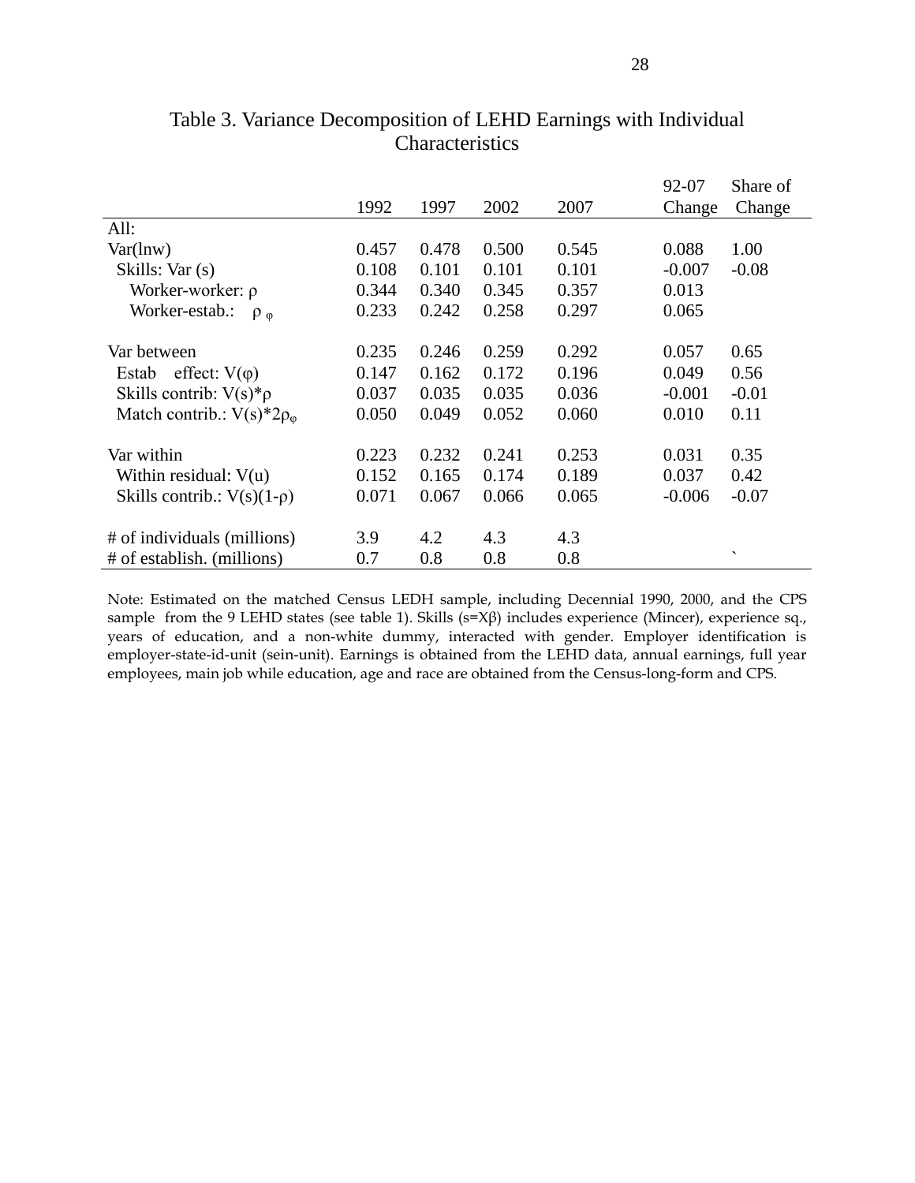# Table 3. Variance Decomposition of LEHD Earnings with Individual Characteristics

| | 1992 | 1997 | 2002 | 2007 | 92-07 Change | Share of Change |
|---|---|---|---|---|---|---|
| All: | | | | | | |
| Var(lnw) | 0.457 | 0.478 | 0.500 | 0.545 | 0.088 | 1.00 |
| Skills: Var (s) | 0.108 | 0.101 | 0.101 | 0.101 | -0.007 | -0.08 |
| Worker-worker: $\rho$ | 0.344 | 0.340 | 0.345 | 0.357 | 0.013 | |
| Worker-estab.: $\rho_{\varphi}$ | 0.233 | 0.242 | 0.258 | 0.297 | 0.065 | |
| | | | | | | |
| Var between | 0.235 | 0.246 | 0.259 | 0.292 | 0.057 | 0.65 |
| Estab effect: $V(\varphi)$ | 0.147 | 0.162 | 0.172 | 0.196 | 0.049 | 0.56 |
| Skills contrib: $V(s)*\rho$ | 0.037 | 0.035 | 0.035 | 0.036 | -0.001 | -0.01 |
| Match contrib.: $V(s)*2\rho_{\varphi}$ | 0.050 | 0.049 | 0.052 | 0.060 | 0.010 | 0.11 |
| | | | | | | |
| Var within | 0.223 | 0.232 | 0.241 | 0.253 | 0.031 | 0.35 |
| Within residual: $V(u)$ | 0.152 | 0.165 | 0.174 | 0.189 | 0.037 | 0.42 |
| Skills contrib.: $V(s)(1-\rho)$ | 0.071 | 0.067 | 0.066 | 0.065 | -0.006 | -0.07 |
| | | | | | | |
| # of individuals (millions) | 3.9 | 4.2 | 4.3 | 4.3 | | |
| # of establish. (millions) | 0.7 | 0.8 | 0.8 | 0.8 | | ` |

Note: Estimated on the matched Census LEDH sample, including Decennial 1990, 2000, and the CPS sample from the 9 LEHD states (see table 1). Skills ($s=X\beta$) includes experience (Mincer), experience sq., years of education, and a non-white dummy, interacted with gender. Employer identification is employer-state-id-unit (sein-unit). Earnings is obtained from the LEHD data, annual earnings, full year employees, main job while education, age and race are obtained from the Census-long-form and CPS.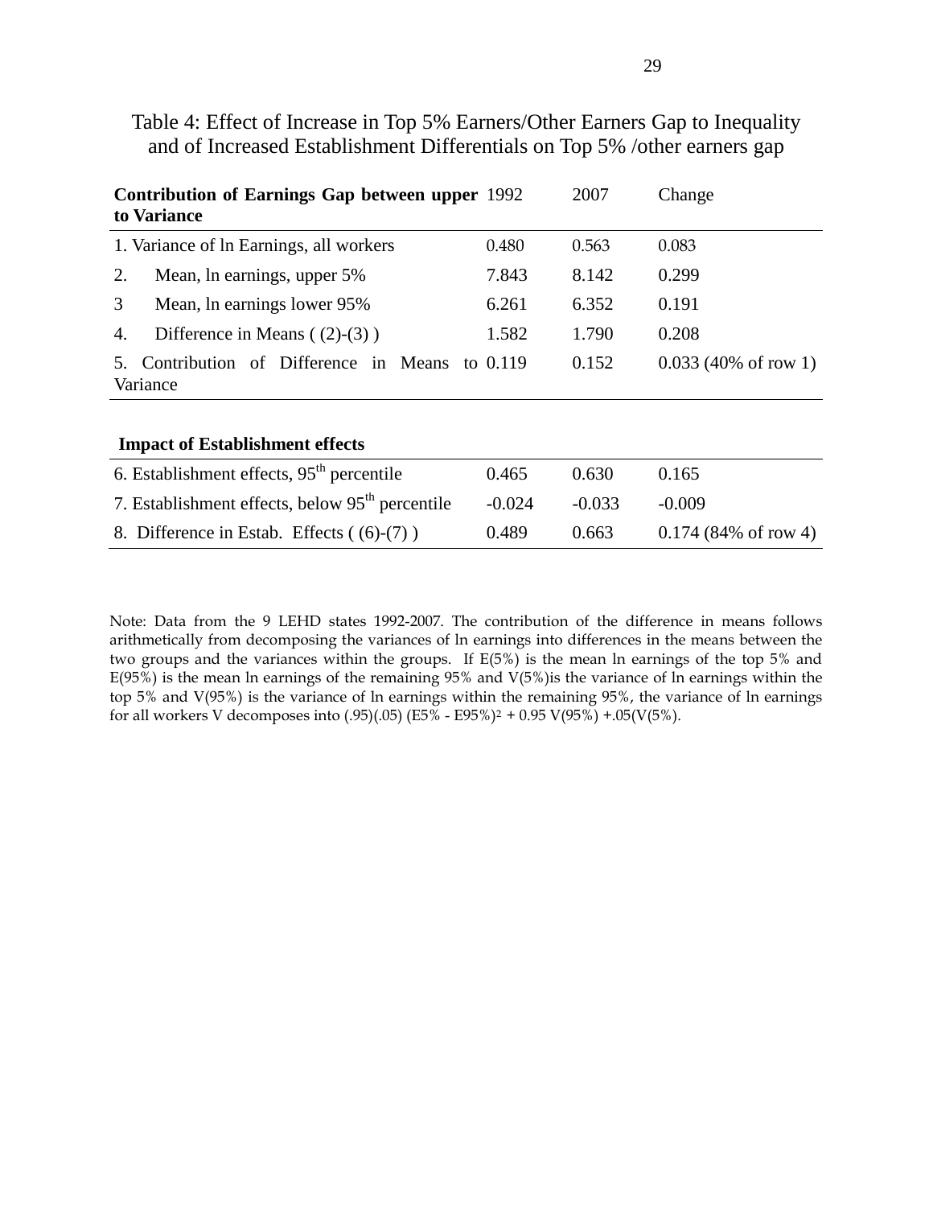# Table 4: Effect of Increase in Top 5% Earners/Other Earners Gap to Inequality and of Increased Establishment Differentials on Top 5% /other earners gap

| **Contribution of Earnings Gap between upper to Variance** | 1992 | 2007 | Change |
|---|---|---|---|
| 1. Variance of ln Earnings, all workers | 0.480 | 0.563 | 0.083 |
| 2. Mean, ln earnings, upper 5% | 7.843 | 8.142 | 0.299 |
| 3 Mean, ln earnings lower 95% | 6.261 | 6.352 | 0.191 |
| 4. Difference in Means ( (2)-(3) ) | 1.582 | 1.790 | 0.208 |
| 5. Contribution of Difference in Means to Variance | 0.119 | 0.152 | 0.033 (40% of row 1) |
| **Impact of Establishment effects** | | | |
| 6. Establishment effects, 95th percentile | 0.465 | 0.630 | 0.165 |
| 7. Establishment effects, below 95th percentile | -0.024 | -0.033 | -0.009 |
| 8. Difference in Estab. Effects ( (6)-(7) ) | 0.489 | 0.663 | 0.174 (84% of row 4) |

Note: Data from the 9 LEHD states 1992-2007. The contribution of the difference in means follows arithmetically from decomposing the variances of ln earnings into differences in the means between the two groups and the variances within the groups. If E(5%) is the mean ln earnings of the top 5% and E(95%) is the mean ln earnings of the remaining 95% and V(5%)is the variance of ln earnings within the top 5% and V(95%) is the variance of ln earnings within the remaining 95%, the variance of ln earnings for all workers V decomposes into $(.95)(.05)(E5\% - E95\%)^2 + 0.95\,V(95\%) + .05(V(5\%)$.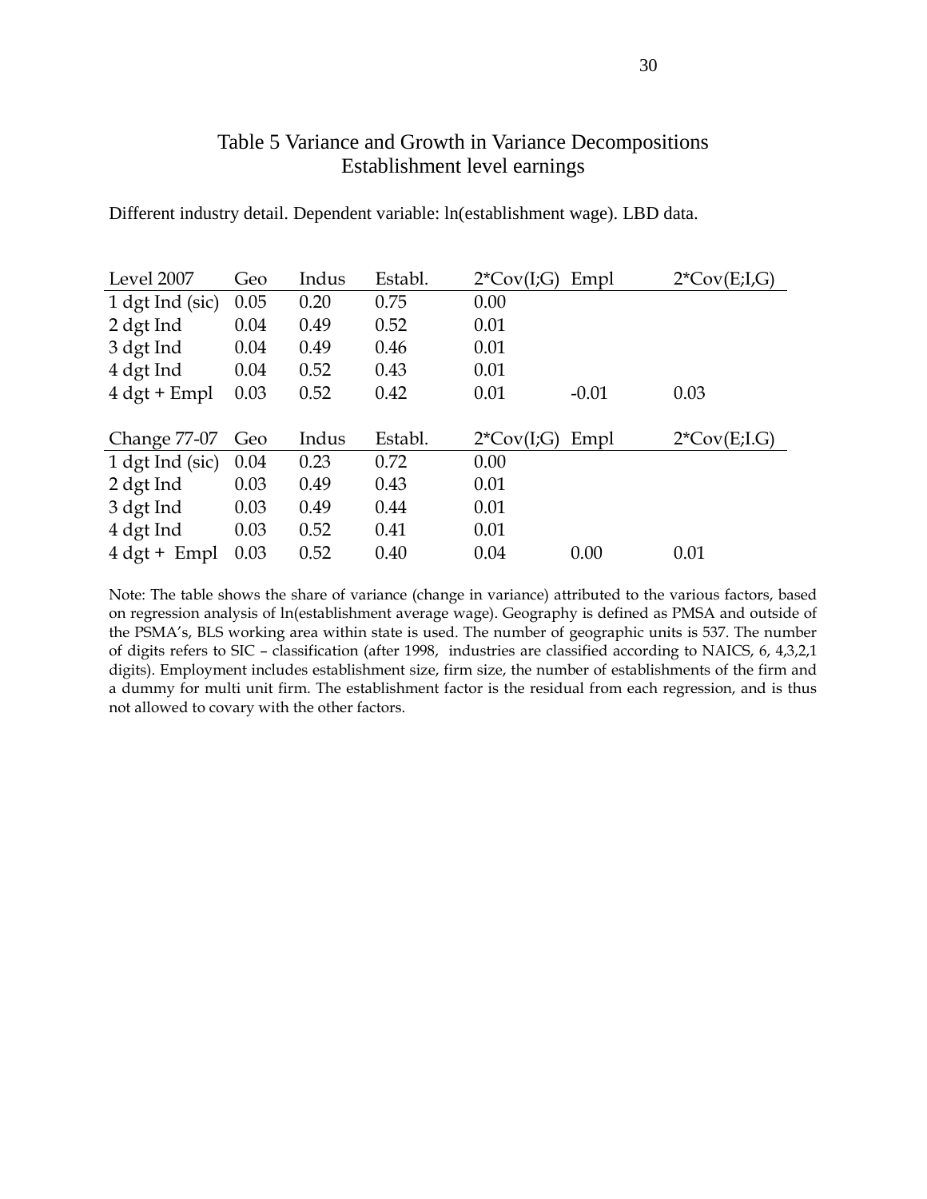# Table 5 Variance and Growth in Variance Decompositions
## Establishment level earnings

Different industry detail. Dependent variable: ln(establishment wage). LBD data.

| Level 2007 | Geo | Indus | Establ. | 2*Cov(I;G) | Empl | 2*Cov(E;I,G) |
|---|---|---|---|---|---|---|
| 1 dgt Ind (sic) | 0.05 | 0.20 | 0.75 | 0.00 | | |
| 2 dgt Ind | 0.04 | 0.49 | 0.52 | 0.01 | | |
| 3 dgt Ind | 0.04 | 0.49 | 0.46 | 0.01 | | |
| 4 dgt Ind | 0.04 | 0.52 | 0.43 | 0.01 | | |
| 4 dgt + Empl | 0.03 | 0.52 | 0.42 | 0.01 | -0.01 | 0.03 |

| Change 77-07 | Geo | Indus | Establ. | 2*Cov(I;G) | Empl | 2*Cov(E;I.G) |
|---|---|---|---|---|---|---|
| 1 dgt Ind (sic) | 0.04 | 0.23 | 0.72 | 0.00 | | |
| 2 dgt Ind | 0.03 | 0.49 | 0.43 | 0.01 | | |
| 3 dgt Ind | 0.03 | 0.49 | 0.44 | 0.01 | | |
| 4 dgt Ind | 0.03 | 0.52 | 0.41 | 0.01 | | |
| 4 dgt + Empl | 0.03 | 0.52 | 0.40 | 0.04 | 0.00 | 0.01 |

Note: The table shows the share of variance (change in variance) attributed to the various factors, based on regression analysis of ln(establishment average wage). Geography is defined as PMSA and outside of the PSMA's, BLS working area within state is used. The number of geographic units is 537. The number of digits refers to SIC – classification (after 1998, industries are classified according to NAICS, 6, 4,3,2,1 digits). Employment includes establishment size, firm size, the number of establishments of the firm and a dummy for multi unit firm. The establishment factor is the residual from each regression, and is thus not allowed to covary with the other factors.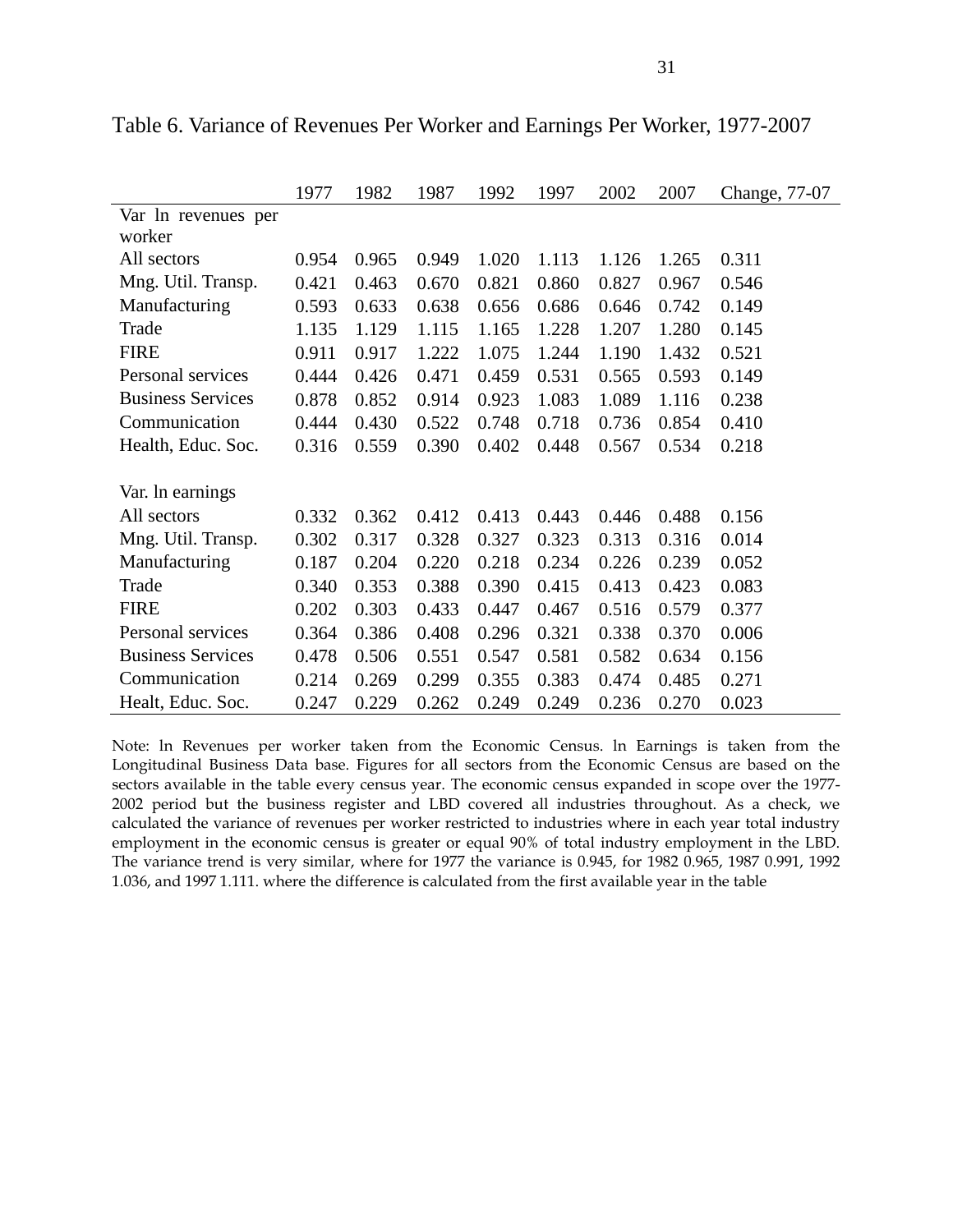Table 6. Variance of Revenues Per Worker and Earnings Per Worker, 1977-2007

| | 1977 | 1982 | 1987 | 1992 | 1997 | 2002 | 2007 | Change, 77-07 |
|---|---|---|---|---|---|---|---|---|
| Var ln revenues per worker | | | | | | | | |
| All sectors | 0.954 | 0.965 | 0.949 | 1.020 | 1.113 | 1.126 | 1.265 | 0.311 |
| Mng. Util. Transp. | 0.421 | 0.463 | 0.670 | 0.821 | 0.860 | 0.827 | 0.967 | 0.546 |
| Manufacturing | 0.593 | 0.633 | 0.638 | 0.656 | 0.686 | 0.646 | 0.742 | 0.149 |
| Trade | 1.135 | 1.129 | 1.115 | 1.165 | 1.228 | 1.207 | 1.280 | 0.145 |
| FIRE | 0.911 | 0.917 | 1.222 | 1.075 | 1.244 | 1.190 | 1.432 | 0.521 |
| Personal services | 0.444 | 0.426 | 0.471 | 0.459 | 0.531 | 0.565 | 0.593 | 0.149 |
| Business Services | 0.878 | 0.852 | 0.914 | 0.923 | 1.083 | 1.089 | 1.116 | 0.238 |
| Communication | 0.444 | 0.430 | 0.522 | 0.748 | 0.718 | 0.736 | 0.854 | 0.410 |
| Health, Educ. Soc. | 0.316 | 0.559 | 0.390 | 0.402 | 0.448 | 0.567 | 0.534 | 0.218 |
| | | | | | | | | |
| Var. ln earnings | | | | | | | | |
| All sectors | 0.332 | 0.362 | 0.412 | 0.413 | 0.443 | 0.446 | 0.488 | 0.156 |
| Mng. Util. Transp. | 0.302 | 0.317 | 0.328 | 0.327 | 0.323 | 0.313 | 0.316 | 0.014 |
| Manufacturing | 0.187 | 0.204 | 0.220 | 0.218 | 0.234 | 0.226 | 0.239 | 0.052 |
| Trade | 0.340 | 0.353 | 0.388 | 0.390 | 0.415 | 0.413 | 0.423 | 0.083 |
| FIRE | 0.202 | 0.303 | 0.433 | 0.447 | 0.467 | 0.516 | 0.579 | 0.377 |
| Personal services | 0.364 | 0.386 | 0.408 | 0.296 | 0.321 | 0.338 | 0.370 | 0.006 |
| Business Services | 0.478 | 0.506 | 0.551 | 0.547 | 0.581 | 0.582 | 0.634 | 0.156 |
| Communication | 0.214 | 0.269 | 0.299 | 0.355 | 0.383 | 0.474 | 0.485 | 0.271 |
| Healt, Educ. Soc. | 0.247 | 0.229 | 0.262 | 0.249 | 0.249 | 0.236 | 0.270 | 0.023 |

Note: ln Revenues per worker taken from the Economic Census. ln Earnings is taken from the Longitudinal Business Data base. Figures for all sectors from the Economic Census are based on the sectors available in the table every census year. The economic census expanded in scope over the 1977-2002 period but the business register and LBD covered all industries throughout. As a check, we calculated the variance of revenues per worker restricted to industries where in each year total industry employment in the economic census is greater or equal 90% of total industry employment in the LBD. The variance trend is very similar, where for 1977 the variance is 0.945, for 1982 0.965, 1987 0.991, 1992 1.036, and 1997 1.111. where the difference is calculated from the first available year in the table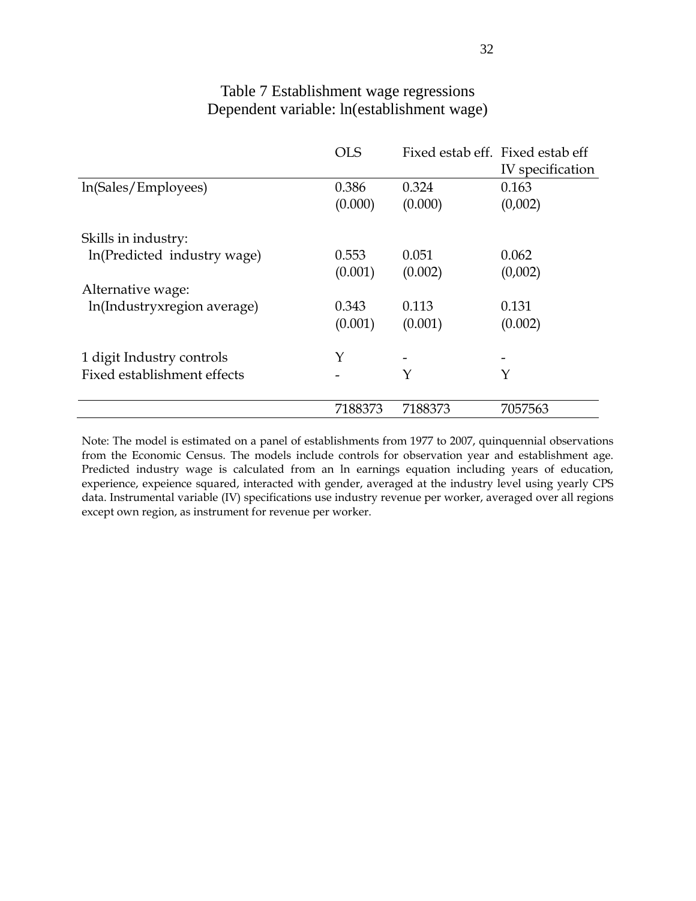Table 7 Establishment wage regressions
Dependent variable: ln(establishment wage)

| | OLS | Fixed estab eff. | Fixed estab eff IV specification |
|---|---|---|---|
| ln(Sales/Employees) | 0.386 | 0.324 | 0.163 |
| | (0.000) | (0.000) | (0,002) |
| Skills in industry: | | | |
| ln(Predicted industry wage) | 0.553 | 0.051 | 0.062 |
| | (0.001) | (0.002) | (0,002) |
| Alternative wage: | | | |
| ln(Industryxregion average) | 0.343 | 0.113 | 0.131 |
| | (0.001) | (0.001) | (0.002) |
| 1 digit Industry controls | Y | - | - |
| Fixed establishment effects | - | Y | Y |
| | 7188373 | 7188373 | 7057563 |

Note: The model is estimated on a panel of establishments from 1977 to 2007, quinquennial observations from the Economic Census. The models include controls for observation year and establishment age. Predicted industry wage is calculated from an ln earnings equation including years of education, experience, expeience squared, interacted with gender, averaged at the industry level using yearly CPS data. Instrumental variable (IV) specifications use industry revenue per worker, averaged over all regions except own region, as instrument for revenue per worker.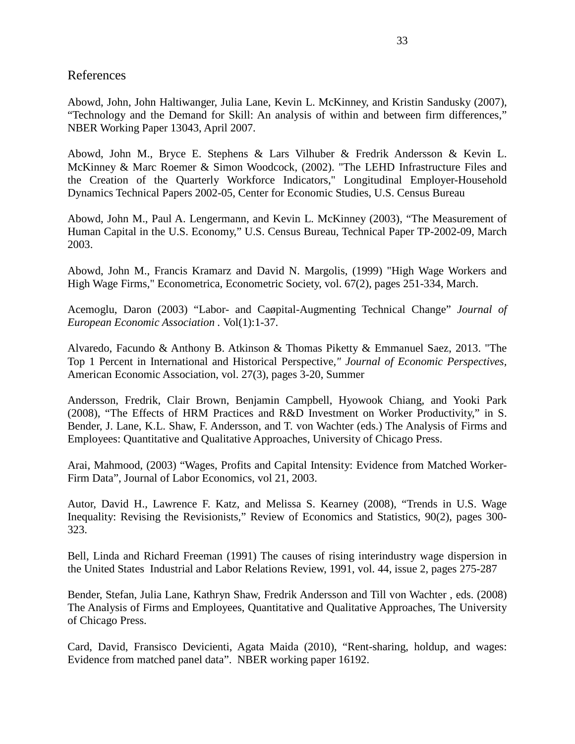# References

Abowd, John, John Haltiwanger, Julia Lane, Kevin L. McKinney, and Kristin Sandusky (2007), "Technology and the Demand for Skill: An analysis of within and between firm differences," NBER Working Paper 13043, April 2007.

Abowd, John M., Bryce E. Stephens & Lars Vilhuber & Fredrik Andersson & Kevin L. McKinney & Marc Roemer & Simon Woodcock, (2002). "The LEHD Infrastructure Files and the Creation of the Quarterly Workforce Indicators," Longitudinal Employer-Household Dynamics Technical Papers 2002-05, Center for Economic Studies, U.S. Census Bureau

Abowd, John M., Paul A. Lengermann, and Kevin L. McKinney (2003), "The Measurement of Human Capital in the U.S. Economy," U.S. Census Bureau, Technical Paper TP-2002-09, March 2003.

Abowd, John M., Francis Kramarz and David N. Margolis, (1999) "High Wage Workers and High Wage Firms," Econometrica, Econometric Society, vol. 67(2), pages 251-334, March.

Acemoglu, Daron (2003) "Labor- and Caøpital-Augmenting Technical Change" *Journal of European Economic Association* . Vol(1):1-37.

Alvaredo, Facundo & Anthony B. Atkinson & Thomas Piketty & Emmanuel Saez, 2013. "The Top 1 Percent in International and Historical Perspective," *Journal of Economic Perspectives*, American Economic Association, vol. 27(3), pages 3-20, Summer

Andersson, Fredrik, Clair Brown, Benjamin Campbell, Hyowook Chiang, and Yooki Park (2008), "The Effects of HRM Practices and R&D Investment on Worker Productivity," in S. Bender, J. Lane, K.L. Shaw, F. Andersson, and T. von Wachter (eds.) The Analysis of Firms and Employees: Quantitative and Qualitative Approaches, University of Chicago Press.

Arai, Mahmood, (2003) "Wages, Profits and Capital Intensity: Evidence from Matched Worker-Firm Data", Journal of Labor Economics, vol 21, 2003.

Autor, David H., Lawrence F. Katz, and Melissa S. Kearney (2008), "Trends in U.S. Wage Inequality: Revising the Revisionists," Review of Economics and Statistics, 90(2), pages 300-323.

Bell, Linda and Richard Freeman (1991) The causes of rising interindustry wage dispersion in the United States Industrial and Labor Relations Review, 1991, vol. 44, issue 2, pages 275-287

Bender, Stefan, Julia Lane, Kathryn Shaw, Fredrik Andersson and Till von Wachter , eds. (2008) The Analysis of Firms and Employees, Quantitative and Qualitative Approaches, The University of Chicago Press.

Card, David, Fransisco Devicienti, Agata Maida (2010), "Rent-sharing, holdup, and wages: Evidence from matched panel data". NBER working paper 16192.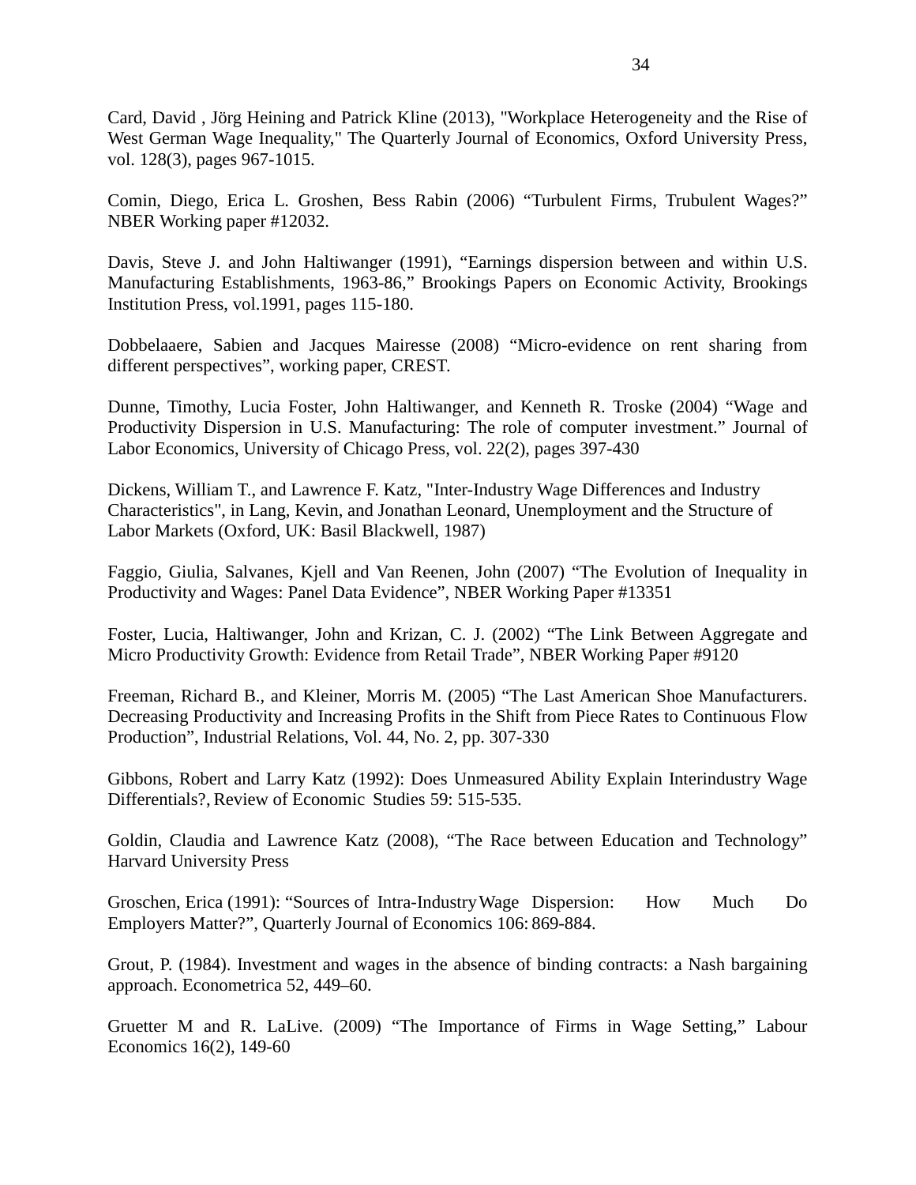Card, David , Jörg Heining and Patrick Kline (2013), "Workplace Heterogeneity and the Rise of West German Wage Inequality," The Quarterly Journal of Economics, Oxford University Press, vol. 128(3), pages 967-1015.

Comin, Diego, Erica L. Groshen, Bess Rabin (2006) “Turbulent Firms, Trubulent Wages?” NBER Working paper #12032.

Davis, Steve J. and John Haltiwanger (1991), “Earnings dispersion between and within U.S. Manufacturing Establishments, 1963-86,” Brookings Papers on Economic Activity, Brookings Institution Press, vol.1991, pages 115-180.

Dobbelaaere, Sabien and Jacques Mairesse (2008) “Micro-evidence on rent sharing from different perspectives”, working paper, CREST.

Dunne, Timothy, Lucia Foster, John Haltiwanger, and Kenneth R. Troske (2004) “Wage and Productivity Dispersion in U.S. Manufacturing: The role of computer investment.” Journal of Labor Economics, University of Chicago Press, vol. 22(2), pages 397-430

Dickens, William T., and Lawrence F. Katz, "Inter-Industry Wage Differences and Industry Characteristics", in Lang, Kevin, and Jonathan Leonard, Unemployment and the Structure of Labor Markets (Oxford, UK: Basil Blackwell, 1987)

Faggio, Giulia, Salvanes, Kjell and Van Reenen, John (2007) “The Evolution of Inequality in Productivity and Wages: Panel Data Evidence”, NBER Working Paper #13351

Foster, Lucia, Haltiwanger, John and Krizan, C. J. (2002) “The Link Between Aggregate and Micro Productivity Growth: Evidence from Retail Trade”, NBER Working Paper #9120

Freeman, Richard B., and Kleiner, Morris M. (2005) “The Last American Shoe Manufacturers. Decreasing Productivity and Increasing Profits in the Shift from Piece Rates to Continuous Flow Production”, Industrial Relations, Vol. 44, No. 2, pp. 307-330

Gibbons, Robert and Larry Katz (1992): Does Unmeasured Ability Explain Interindustry Wage Differentials?, Review of Economic Studies 59: 515-535.

Goldin, Claudia and Lawrence Katz (2008), “The Race between Education and Technology” Harvard University Press

Groschen, Erica (1991): “Sources of Intra-Industry Wage Dispersion: How Much Do Employers Matter?”, Quarterly Journal of Economics 106: 869-884.

Grout, P. (1984). Investment and wages in the absence of binding contracts: a Nash bargaining approach. Econometrica 52, 449–60.

Gruetter M and R. LaLive. (2009) “The Importance of Firms in Wage Setting,” Labour Economics 16(2), 149-60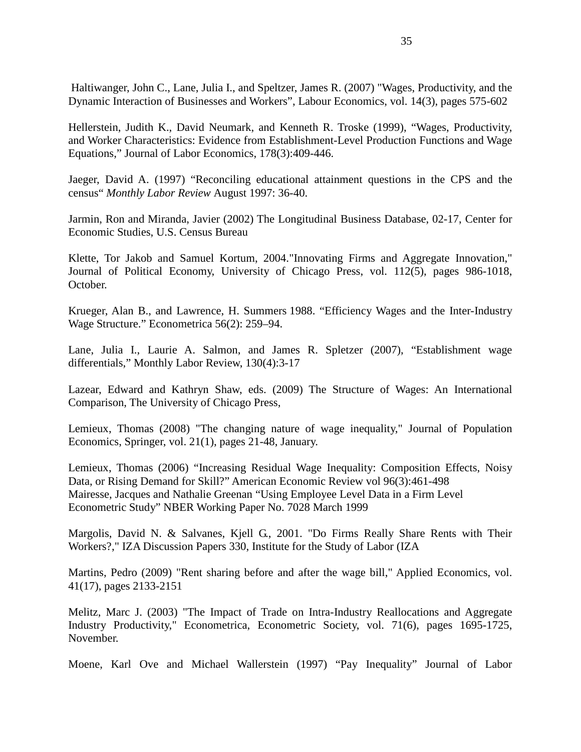Haltiwanger, John C., Lane, Julia I., and Speltzer, James R. (2007) "Wages, Productivity, and the Dynamic Interaction of Businesses and Workers", Labour Economics, vol. 14(3), pages 575-602

Hellerstein, Judith K., David Neumark, and Kenneth R. Troske (1999), "Wages, Productivity, and Worker Characteristics: Evidence from Establishment-Level Production Functions and Wage Equations," Journal of Labor Economics, 178(3):409-446.

Jaeger, David A. (1997) "Reconciling educational attainment questions in the CPS and the census" *Monthly Labor Review* August 1997: 36-40.

Jarmin, Ron and Miranda, Javier (2002) The Longitudinal Business Database, 02-17, Center for Economic Studies, U.S. Census Bureau

Klette, Tor Jakob and Samuel Kortum, 2004."Innovating Firms and Aggregate Innovation," Journal of Political Economy, University of Chicago Press, vol. 112(5), pages 986-1018, October.

Krueger, Alan B., and Lawrence, H. Summers 1988. "Efficiency Wages and the Inter-Industry Wage Structure." Econometrica 56(2): 259–94.

Lane, Julia I., Laurie A. Salmon, and James R. Spletzer (2007), "Establishment wage differentials," Monthly Labor Review, 130(4):3-17

Lazear, Edward and Kathryn Shaw, eds. (2009) The Structure of Wages: An International Comparison, The University of Chicago Press,

Lemieux, Thomas (2008) "The changing nature of wage inequality," Journal of Population Economics, Springer, vol. 21(1), pages 21-48, January.

Lemieux, Thomas (2006) "Increasing Residual Wage Inequality: Composition Effects, Noisy Data, or Rising Demand for Skill?" American Economic Review vol 96(3):461-498
Mairesse, Jacques and Nathalie Greenan "Using Employee Level Data in a Firm Level Econometric Study" NBER Working Paper No. 7028 March 1999

Margolis, David N. & Salvanes, Kjell G., 2001. "Do Firms Really Share Rents with Their Workers?," IZA Discussion Papers 330, Institute for the Study of Labor (IZA

Martins, Pedro (2009) "Rent sharing before and after the wage bill," Applied Economics, vol. 41(17), pages 2133-2151

Melitz, Marc J. (2003) "The Impact of Trade on Intra-Industry Reallocations and Aggregate Industry Productivity," Econometrica, Econometric Society, vol. 71(6), pages 1695-1725, November.

Moene, Karl Ove and Michael Wallerstein (1997) "Pay Inequality" Journal of Labor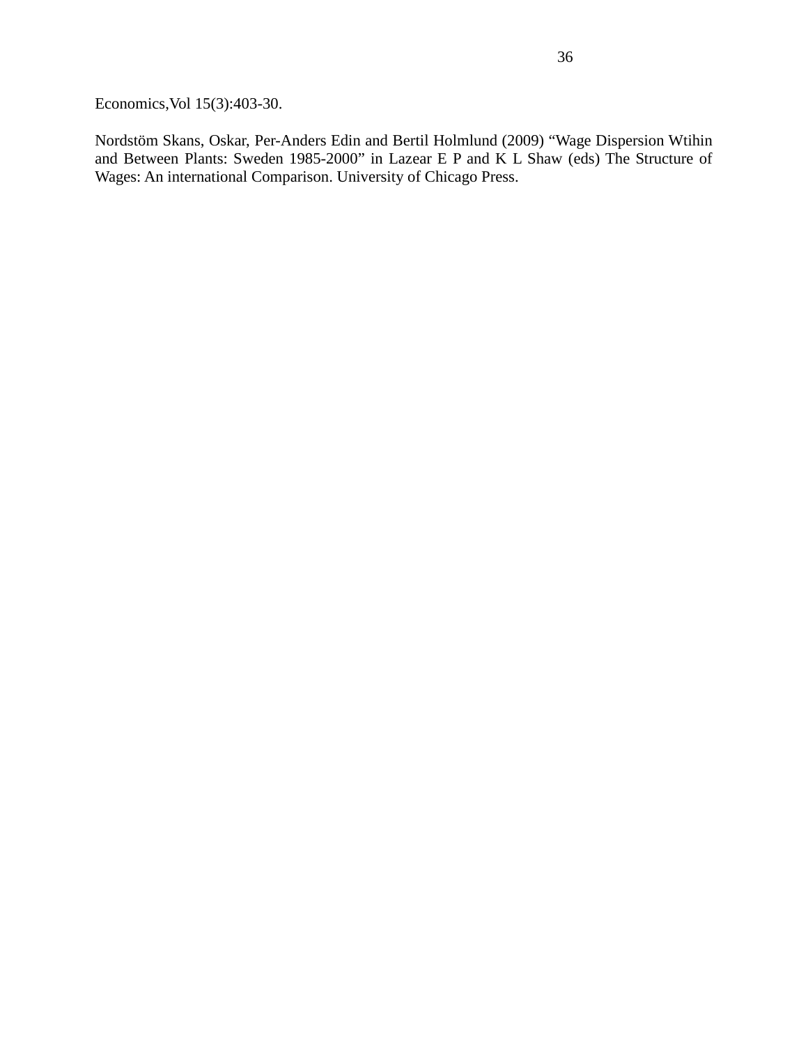Economics,Vol 15(3):403-30.

Nordstöm Skans, Oskar, Per-Anders Edin and Bertil Holmlund (2009) “Wage Dispersion Wtihin and Between Plants: Sweden 1985-2000” in Lazear E P and K L Shaw (eds) The Structure of Wages: An international Comparison. University of Chicago Press.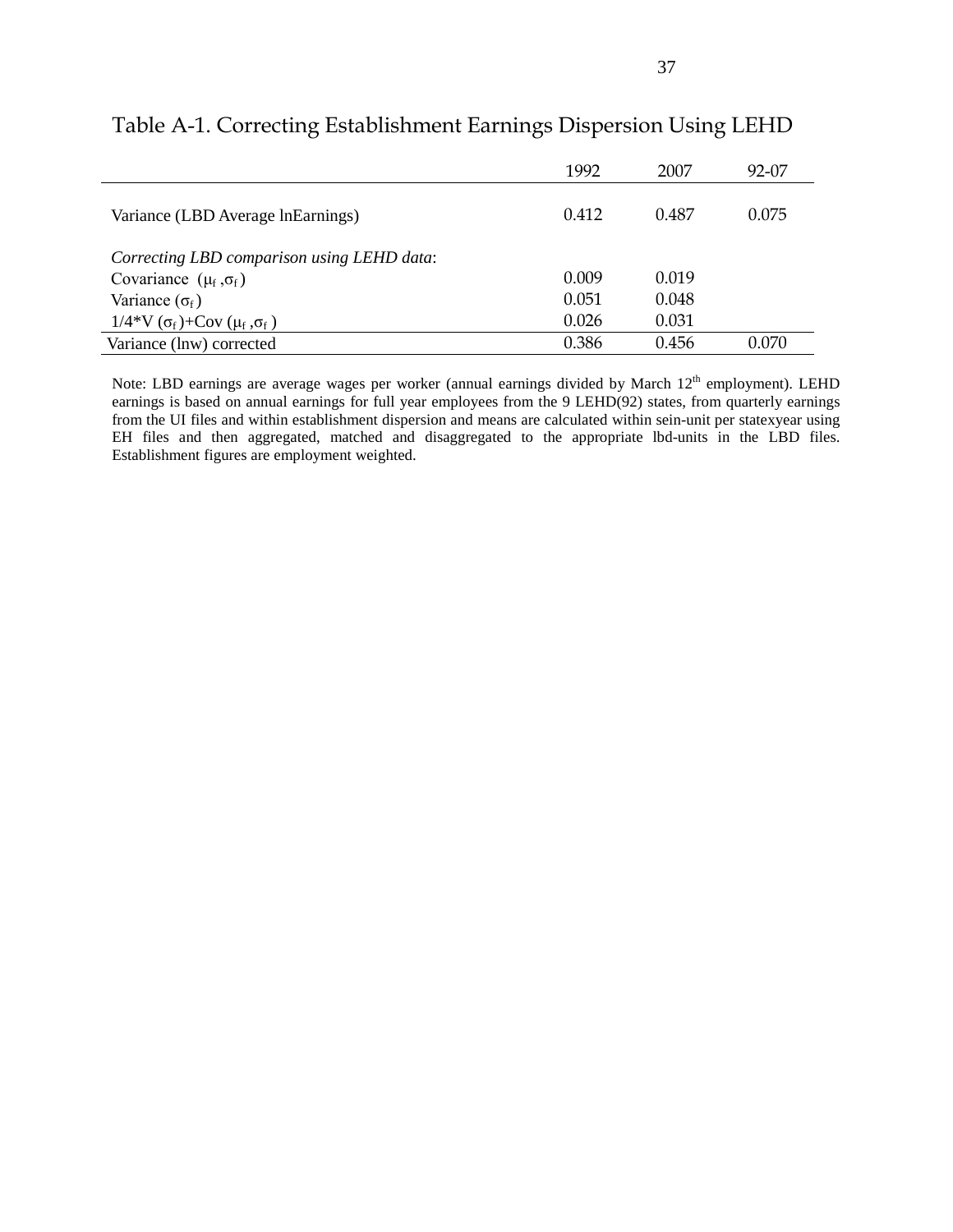# Table A-1. Correcting Establishment Earnings Dispersion Using LEHD

| | 1992 | 2007 | 92-07 |
|---|---|---|---|
| Variance (LBD Average lnEarnings) | 0.412 | 0.487 | 0.075 |
| *Correcting LBD comparison using LEHD data*: | | | |
| Covariance $(\mu_f, \sigma_f)$ | 0.009 | 0.019 | |
| Variance $(\sigma_f)$ | 0.051 | 0.048 | |
| $1/4{*}V(\sigma_f)+Cov(\mu_f, \sigma_f)$ | 0.026 | 0.031 | |
| Variance (lnw) corrected | 0.386 | 0.456 | 0.070 |

Note: LBD earnings are average wages per worker (annual earnings divided by March 12th employment). LEHD earnings is based on annual earnings for full year employees from the 9 LEHD(92) states, from quarterly earnings from the UI files and within establishment dispersion and means are calculated within sein-unit per statexyear using EH files and then aggregated, matched and disaggregated to the appropriate lbd-units in the LBD files. Establishment figures are employment weighted.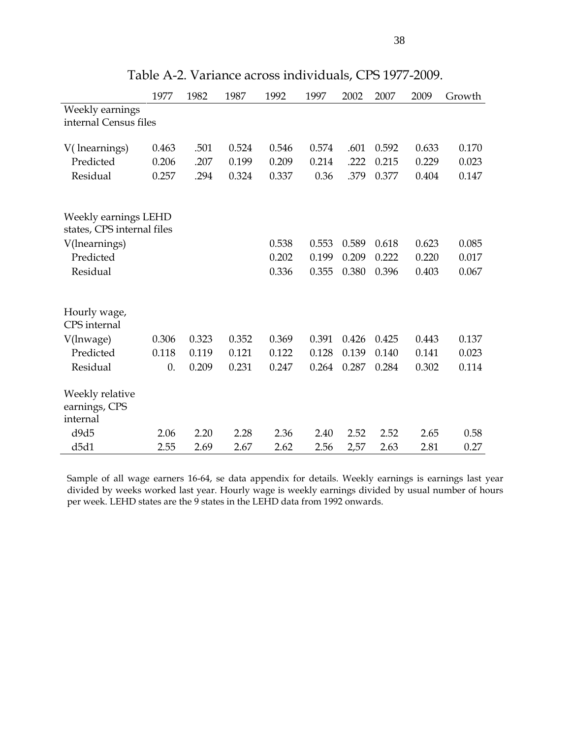Table A-2. Variance across individuals, CPS 1977-2009.

| | 1977 | 1982 | 1987 | 1992 | 1997 | 2002 | 2007 | 2009 | Growth |
|---|---|---|---|---|---|---|---|---|---|
| Weekly earnings internal Census files | | | | | | | | | |
| V( lnearnings) | 0.463 | .501 | 0.524 | 0.546 | 0.574 | .601 | 0.592 | 0.633 | 0.170 |
| Predicted | 0.206 | .207 | 0.199 | 0.209 | 0.214 | .222 | 0.215 | 0.229 | 0.023 |
| Residual | 0.257 | .294 | 0.324 | 0.337 | 0.36 | .379 | 0.377 | 0.404 | 0.147 |
| Weekly earnings LEHD states, CPS internal files | | | | | | | | | |
| V(lnearnings) | | | | 0.538 | 0.553 | 0.589 | 0.618 | 0.623 | 0.085 |
| Predicted | | | | 0.202 | 0.199 | 0.209 | 0.222 | 0.220 | 0.017 |
| Residual | | | | 0.336 | 0.355 | 0.380 | 0.396 | 0.403 | 0.067 |
| Hourly wage, CPS internal | | | | | | | | | |
| V(lnwage) | 0.306 | 0.323 | 0.352 | 0.369 | 0.391 | 0.426 | 0.425 | 0.443 | 0.137 |
| Predicted | 0.118 | 0.119 | 0.121 | 0.122 | 0.128 | 0.139 | 0.140 | 0.141 | 0.023 |
| Residual | 0. | 0.209 | 0.231 | 0.247 | 0.264 | 0.287 | 0.284 | 0.302 | 0.114 |
| Weekly relative earnings, CPS internal | | | | | | | | | |
| d9d5 | 2.06 | 2.20 | 2.28 | 2.36 | 2.40 | 2.52 | 2.52 | 2.65 | 0.58 |
| d5d1 | 2.55 | 2.69 | 2.67 | 2.62 | 2.56 | 2,57 | 2.63 | 2.81 | 0.27 |

Sample of all wage earners 16-64, se data appendix for details. Weekly earnings is earnings last year divided by weeks worked last year. Hourly wage is weekly earnings divided by usual number of hours per week. LEHD states are the 9 states in the LEHD data from 1992 onwards.